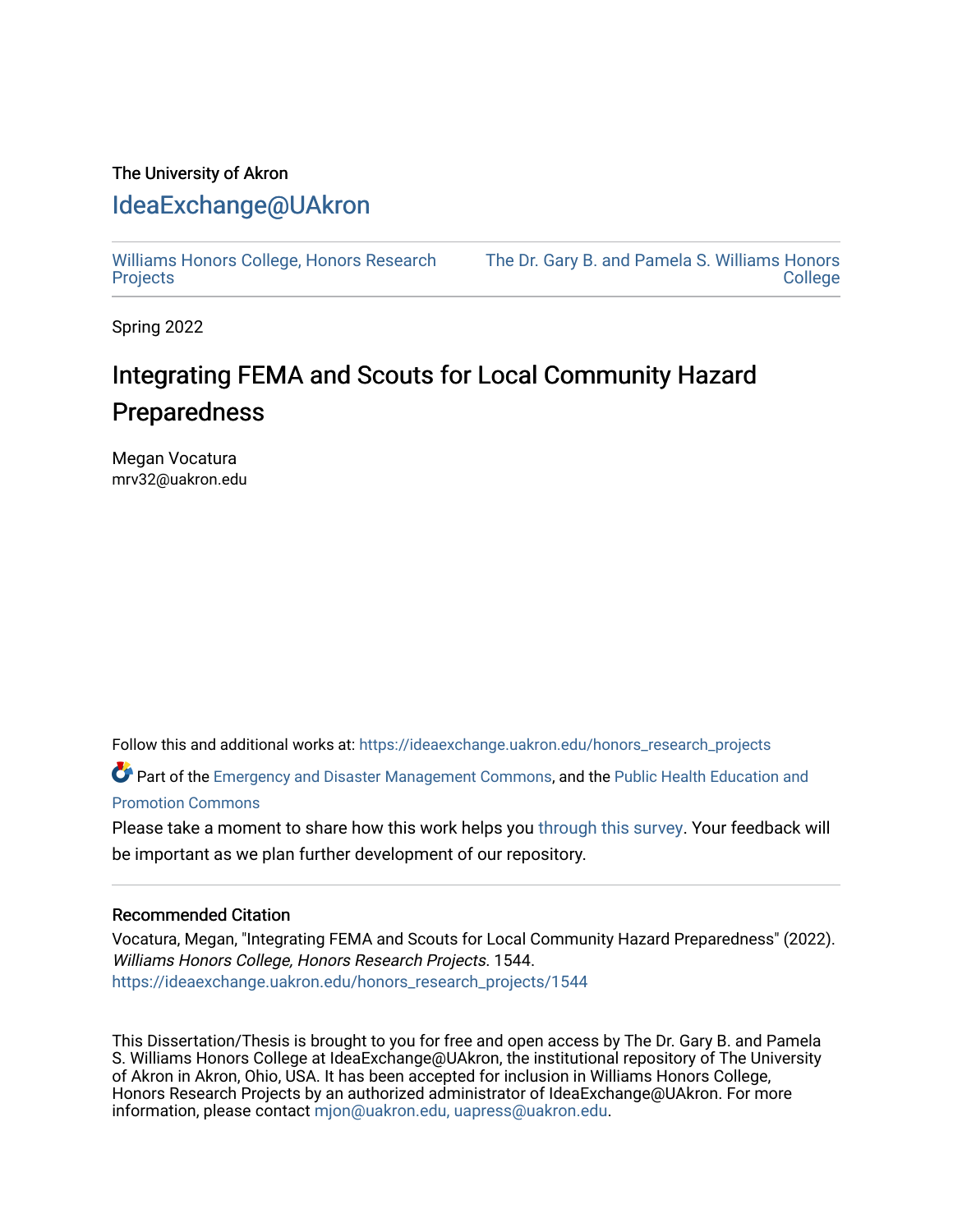The University of Akron

# IdeaExchange@UAkron

Williams Honors College, Honors Research Projects | The Dr. Gary B. and Pamela S. Williams Honors College

Spring 2022

## Integrating FEMA and Scouts for Local Community Hazard Preparedness

Megan Vocatura
mrv32@uakron.edu

Follow this and additional works at: https://ideaexchange.uakron.edu/honors_research_projects

Part of the Emergency and Disaster Management Commons, and the Public Health Education and Promotion Commons

Please take a moment to share how this work helps you through this survey. Your feedback will be important as we plan further development of our repository.

### Recommended Citation

Vocatura, Megan, "Integrating FEMA and Scouts for Local Community Hazard Preparedness" (2022). *Williams Honors College, Honors Research Projects*. 1544.
https://ideaexchange.uakron.edu/honors_research_projects/1544

This Dissertation/Thesis is brought to you for free and open access by The Dr. Gary B. and Pamela S. Williams Honors College at IdeaExchange@UAkron, the institutional repository of The University of Akron in Akron, Ohio, USA. It has been accepted for inclusion in Williams Honors College, Honors Research Projects by an authorized administrator of IdeaExchange@UAkron. For more information, please contact mjon@uakron.edu, uapress@uakron.edu.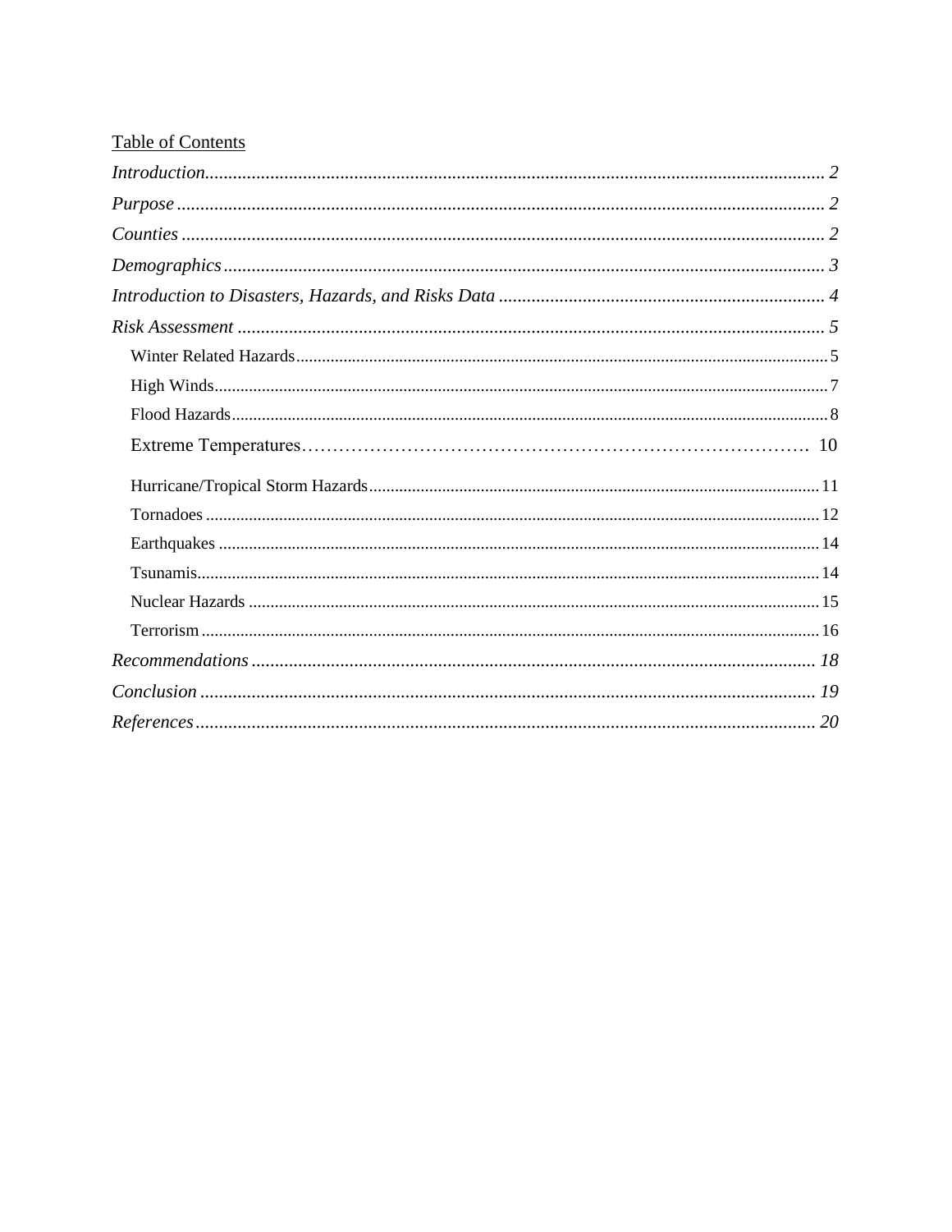Table of Contents

*Introduction* ........................................................ 2

*Purpose* ........................................................ 2

*Counties* ........................................................ 2

*Demographics* ........................................................ 3

*Introduction to Disasters, Hazards, and Risks Data* ........................................................ 4

*Risk Assessment* ........................................................ 5

- Winter Related Hazards ........................................................ 5
- High Winds ........................................................ 7
- Flood Hazards ........................................................ 8
- Extreme Temperatures ........................................................ 10
- Hurricane/Tropical Storm Hazards ........................................................ 11
- Tornadoes ........................................................ 12
- Earthquakes ........................................................ 14
- Tsunamis ........................................................ 14
- Nuclear Hazards ........................................................ 15
- Terrorism ........................................................ 16

*Recommendations* ........................................................ 18

*Conclusion* ........................................................ 19

*References* ........................................................ 20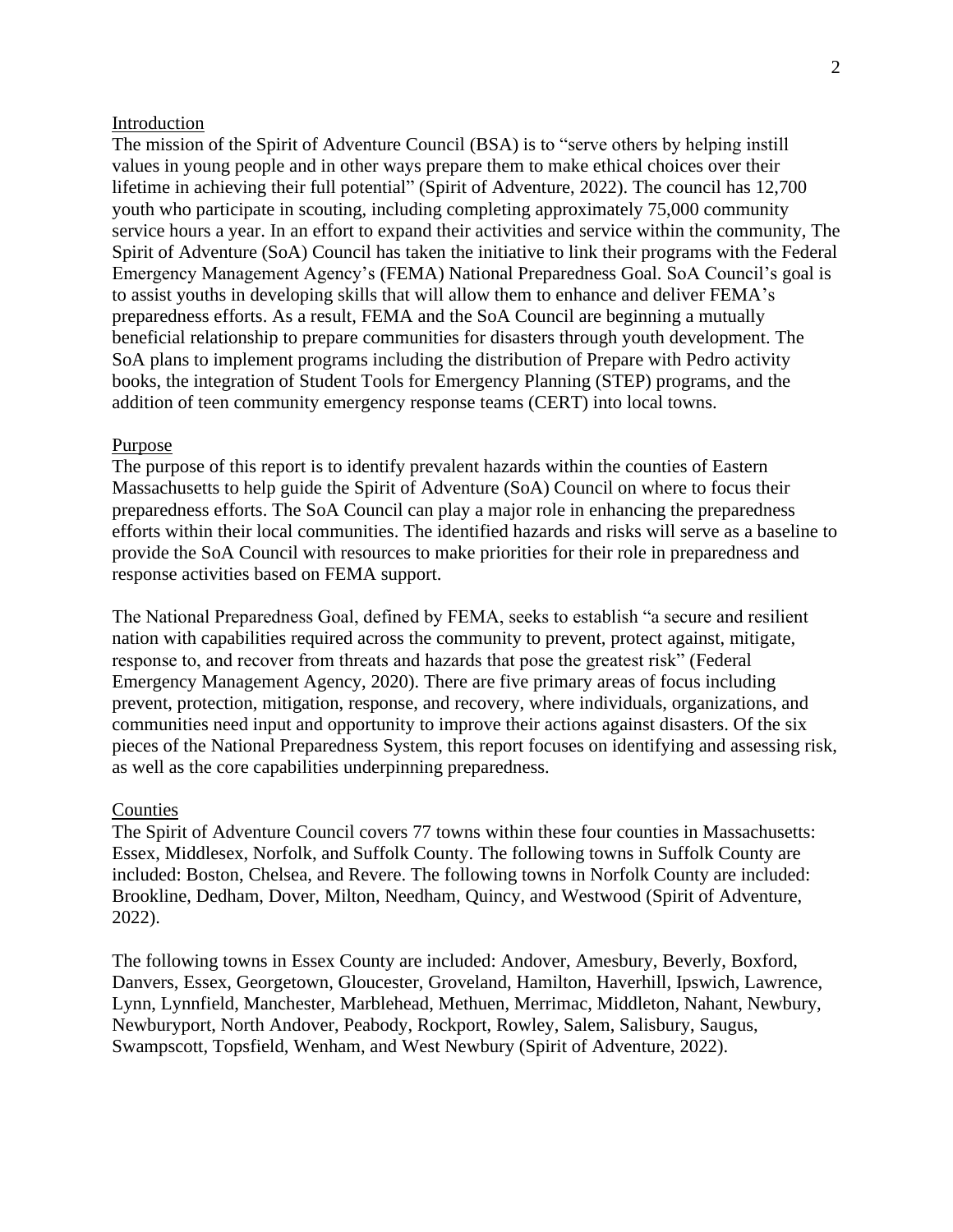## Introduction

The mission of the Spirit of Adventure Council (BSA) is to "serve others by helping instill values in young people and in other ways prepare them to make ethical choices over their lifetime in achieving their full potential" (Spirit of Adventure, 2022). The council has 12,700 youth who participate in scouting, including completing approximately 75,000 community service hours a year. In an effort to expand their activities and service within the community, The Spirit of Adventure (SoA) Council has taken the initiative to link their programs with the Federal Emergency Management Agency's (FEMA) National Preparedness Goal. SoA Council's goal is to assist youths in developing skills that will allow them to enhance and deliver FEMA's preparedness efforts. As a result, FEMA and the SoA Council are beginning a mutually beneficial relationship to prepare communities for disasters through youth development. The SoA plans to implement programs including the distribution of Prepare with Pedro activity books, the integration of Student Tools for Emergency Planning (STEP) programs, and the addition of teen community emergency response teams (CERT) into local towns.

## Purpose

The purpose of this report is to identify prevalent hazards within the counties of Eastern Massachusetts to help guide the Spirit of Adventure (SoA) Council on where to focus their preparedness efforts. The SoA Council can play a major role in enhancing the preparedness efforts within their local communities. The identified hazards and risks will serve as a baseline to provide the SoA Council with resources to make priorities for their role in preparedness and response activities based on FEMA support.

The National Preparedness Goal, defined by FEMA, seeks to establish "a secure and resilient nation with capabilities required across the community to prevent, protect against, mitigate, response to, and recover from threats and hazards that pose the greatest risk" (Federal Emergency Management Agency, 2020). There are five primary areas of focus including prevent, protection, mitigation, response, and recovery, where individuals, organizations, and communities need input and opportunity to improve their actions against disasters. Of the six pieces of the National Preparedness System, this report focuses on identifying and assessing risk, as well as the core capabilities underpinning preparedness.

## Counties

The Spirit of Adventure Council covers 77 towns within these four counties in Massachusetts: Essex, Middlesex, Norfolk, and Suffolk County. The following towns in Suffolk County are included: Boston, Chelsea, and Revere. The following towns in Norfolk County are included: Brookline, Dedham, Dover, Milton, Needham, Quincy, and Westwood (Spirit of Adventure, 2022).

The following towns in Essex County are included: Andover, Amesbury, Beverly, Boxford, Danvers, Essex, Georgetown, Gloucester, Groveland, Hamilton, Haverhill, Ipswich, Lawrence, Lynn, Lynnfield, Manchester, Marblehead, Methuen, Merrimac, Middleton, Nahant, Newbury, Newburyport, North Andover, Peabody, Rockport, Rowley, Salem, Salisbury, Saugus, Swampscott, Topsfield, Wenham, and West Newbury (Spirit of Adventure, 2022).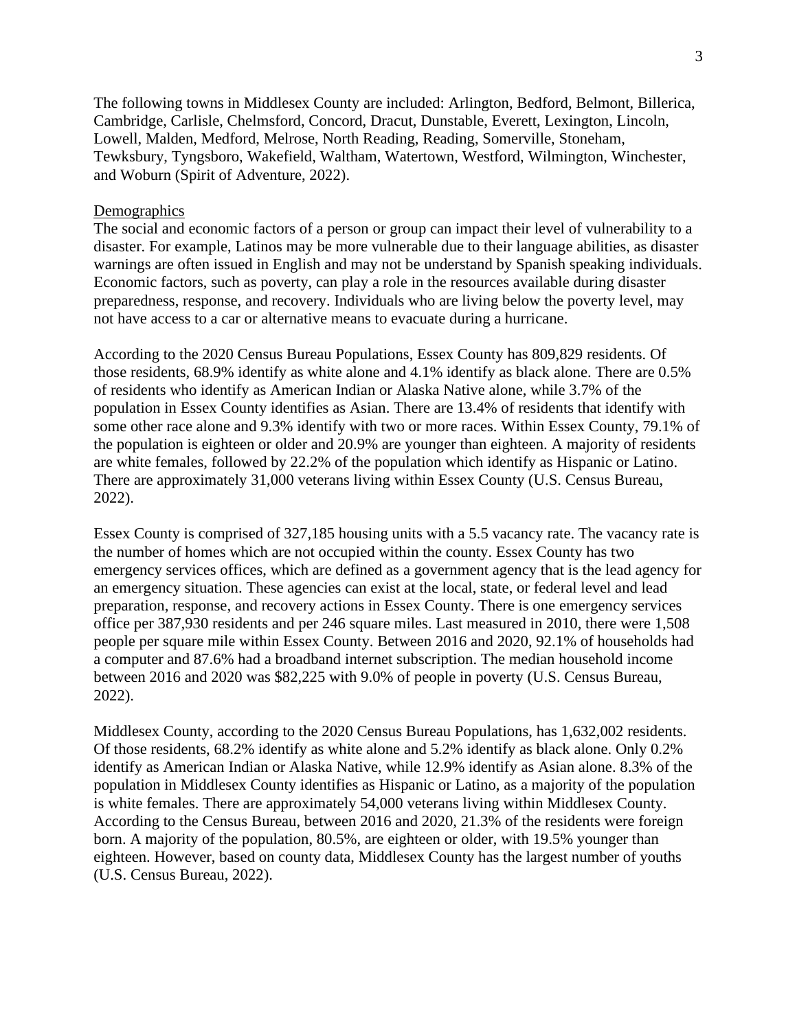The following towns in Middlesex County are included: Arlington, Bedford, Belmont, Billerica, Cambridge, Carlisle, Chelmsford, Concord, Dracut, Dunstable, Everett, Lexington, Lincoln, Lowell, Malden, Medford, Melrose, North Reading, Reading, Somerville, Stoneham, Tewksbury, Tyngsboro, Wakefield, Waltham, Watertown, Westford, Wilmington, Winchester, and Woburn (Spirit of Adventure, 2022).

<u>Demographics</u>

The social and economic factors of a person or group can impact their level of vulnerability to a disaster. For example, Latinos may be more vulnerable due to their language abilities, as disaster warnings are often issued in English and may not be understand by Spanish speaking individuals. Economic factors, such as poverty, can play a role in the resources available during disaster preparedness, response, and recovery. Individuals who are living below the poverty level, may not have access to a car or alternative means to evacuate during a hurricane.

According to the 2020 Census Bureau Populations, Essex County has 809,829 residents. Of those residents, 68.9% identify as white alone and 4.1% identify as black alone. There are 0.5% of residents who identify as American Indian or Alaska Native alone, while 3.7% of the population in Essex County identifies as Asian. There are 13.4% of residents that identify with some other race alone and 9.3% identify with two or more races. Within Essex County, 79.1% of the population is eighteen or older and 20.9% are younger than eighteen. A majority of residents are white females, followed by 22.2% of the population which identify as Hispanic or Latino. There are approximately 31,000 veterans living within Essex County (U.S. Census Bureau, 2022).

Essex County is comprised of 327,185 housing units with a 5.5 vacancy rate. The vacancy rate is the number of homes which are not occupied within the county. Essex County has two emergency services offices, which are defined as a government agency that is the lead agency for an emergency situation. These agencies can exist at the local, state, or federal level and lead preparation, response, and recovery actions in Essex County. There is one emergency services office per 387,930 residents and per 246 square miles. Last measured in 2010, there were 1,508 people per square mile within Essex County. Between 2016 and 2020, 92.1% of households had a computer and 87.6% had a broadband internet subscription. The median household income between 2016 and 2020 was $82,225 with 9.0% of people in poverty (U.S. Census Bureau, 2022).

Middlesex County, according to the 2020 Census Bureau Populations, has 1,632,002 residents. Of those residents, 68.2% identify as white alone and 5.2% identify as black alone. Only 0.2% identify as American Indian or Alaska Native, while 12.9% identify as Asian alone. 8.3% of the population in Middlesex County identifies as Hispanic or Latino, as a majority of the population is white females. There are approximately 54,000 veterans living within Middlesex County. According to the Census Bureau, between 2016 and 2020, 21.3% of the residents were foreign born. A majority of the population, 80.5%, are eighteen or older, with 19.5% younger than eighteen. However, based on county data, Middlesex County has the largest number of youths (U.S. Census Bureau, 2022).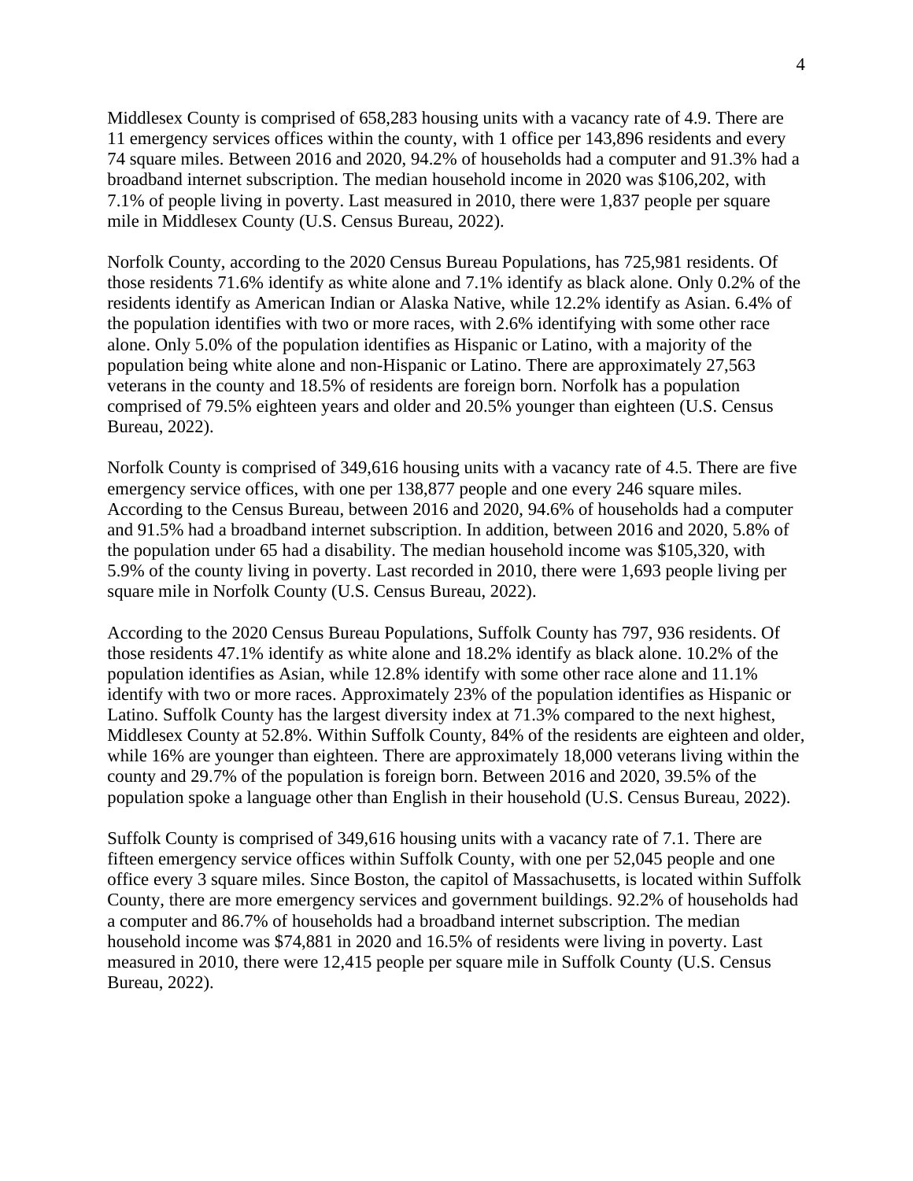Middlesex County is comprised of 658,283 housing units with a vacancy rate of 4.9. There are 11 emergency services offices within the county, with 1 office per 143,896 residents and every 74 square miles. Between 2016 and 2020, 94.2% of households had a computer and 91.3% had a broadband internet subscription. The median household income in 2020 was $106,202, with 7.1% of people living in poverty. Last measured in 2010, there were 1,837 people per square mile in Middlesex County (U.S. Census Bureau, 2022).

Norfolk County, according to the 2020 Census Bureau Populations, has 725,981 residents. Of those residents 71.6% identify as white alone and 7.1% identify as black alone. Only 0.2% of the residents identify as American Indian or Alaska Native, while 12.2% identify as Asian. 6.4% of the population identifies with two or more races, with 2.6% identifying with some other race alone. Only 5.0% of the population identifies as Hispanic or Latino, with a majority of the population being white alone and non-Hispanic or Latino. There are approximately 27,563 veterans in the county and 18.5% of residents are foreign born. Norfolk has a population comprised of 79.5% eighteen years and older and 20.5% younger than eighteen (U.S. Census Bureau, 2022).

Norfolk County is comprised of 349,616 housing units with a vacancy rate of 4.5. There are five emergency service offices, with one per 138,877 people and one every 246 square miles. According to the Census Bureau, between 2016 and 2020, 94.6% of households had a computer and 91.5% had a broadband internet subscription. In addition, between 2016 and 2020, 5.8% of the population under 65 had a disability. The median household income was $105,320, with 5.9% of the county living in poverty. Last recorded in 2010, there were 1,693 people living per square mile in Norfolk County (U.S. Census Bureau, 2022).

According to the 2020 Census Bureau Populations, Suffolk County has 797, 936 residents. Of those residents 47.1% identify as white alone and 18.2% identify as black alone. 10.2% of the population identifies as Asian, while 12.8% identify with some other race alone and 11.1% identify with two or more races. Approximately 23% of the population identifies as Hispanic or Latino. Suffolk County has the largest diversity index at 71.3% compared to the next highest, Middlesex County at 52.8%. Within Suffolk County, 84% of the residents are eighteen and older, while 16% are younger than eighteen. There are approximately 18,000 veterans living within the county and 29.7% of the population is foreign born. Between 2016 and 2020, 39.5% of the population spoke a language other than English in their household (U.S. Census Bureau, 2022).

Suffolk County is comprised of 349,616 housing units with a vacancy rate of 7.1. There are fifteen emergency service offices within Suffolk County, with one per 52,045 people and one office every 3 square miles. Since Boston, the capitol of Massachusetts, is located within Suffolk County, there are more emergency services and government buildings. 92.2% of households had a computer and 86.7% of households had a broadband internet subscription. The median household income was $74,881 in 2020 and 16.5% of residents were living in poverty. Last measured in 2010, there were 12,415 people per square mile in Suffolk County (U.S. Census Bureau, 2022).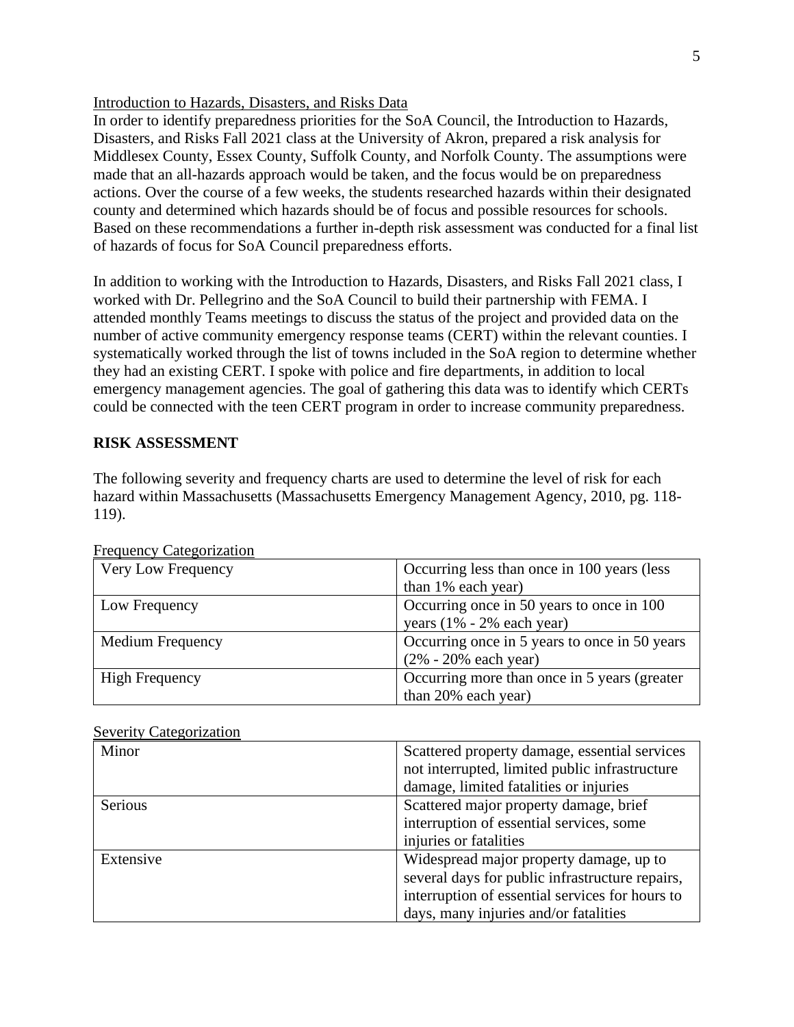<u>Introduction to Hazards, Disasters, and Risks Data</u>

In order to identify preparedness priorities for the SoA Council, the Introduction to Hazards, Disasters, and Risks Fall 2021 class at the University of Akron, prepared a risk analysis for Middlesex County, Essex County, Suffolk County, and Norfolk County. The assumptions were made that an all-hazards approach would be taken, and the focus would be on preparedness actions. Over the course of a few weeks, the students researched hazards within their designated county and determined which hazards should be of focus and possible resources for schools. Based on these recommendations a further in-depth risk assessment was conducted for a final list of hazards of focus for SoA Council preparedness efforts.

In addition to working with the Introduction to Hazards, Disasters, and Risks Fall 2021 class, I worked with Dr. Pellegrino and the SoA Council to build their partnership with FEMA. I attended monthly Teams meetings to discuss the status of the project and provided data on the number of active community emergency response teams (CERT) within the relevant counties. I systematically worked through the list of towns included in the SoA region to determine whether they had an existing CERT. I spoke with police and fire departments, in addition to local emergency management agencies. The goal of gathering this data was to identify which CERTs could be connected with the teen CERT program in order to increase community preparedness.

## RISK ASSESSMENT

The following severity and frequency charts are used to determine the level of risk for each hazard within Massachusetts (Massachusetts Emergency Management Agency, 2010, pg. 118-119).

<u>Frequency Categorization</u>

| | |
|---|---|
| Very Low Frequency | Occurring less than once in 100 years (less than 1% each year) |
| Low Frequency | Occurring once in 50 years to once in 100 years (1% - 2% each year) |
| Medium Frequency | Occurring once in 5 years to once in 50 years (2% - 20% each year) |
| High Frequency | Occurring more than once in 5 years (greater than 20% each year) |

<u>Severity Categorization</u>

| | |
|---|---|
| Minor | Scattered property damage, essential services not interrupted, limited public infrastructure damage, limited fatalities or injuries |
| Serious | Scattered major property damage, brief interruption of essential services, some injuries or fatalities |
| Extensive | Widespread major property damage, up to several days for public infrastructure repairs, interruption of essential services for hours to days, many injuries and/or fatalities |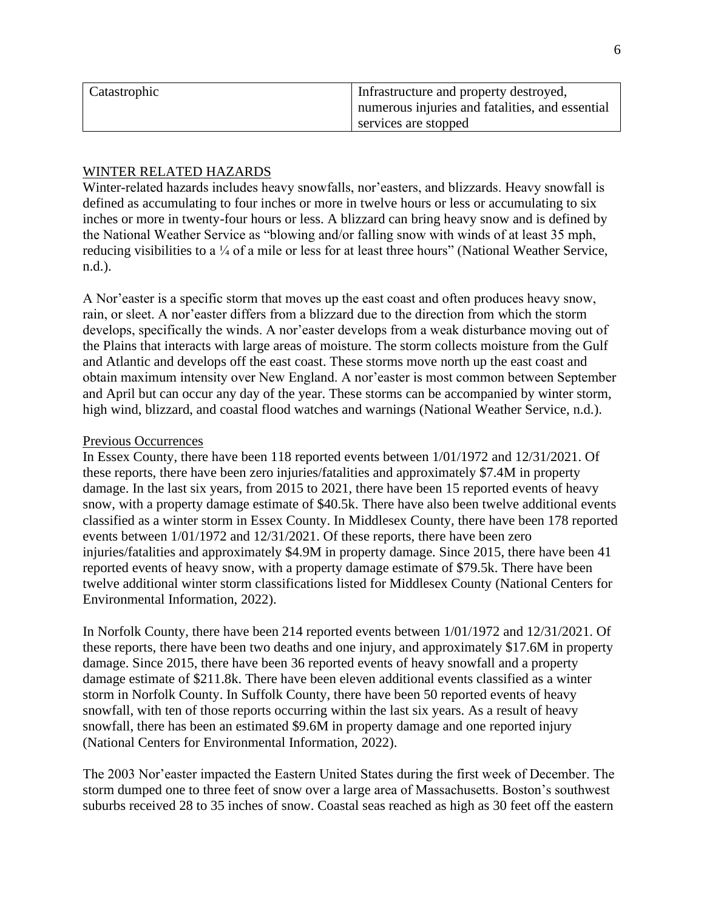| Catastrophic | Infrastructure and property destroyed, numerous injuries and fatalities, and essential services are stopped |
|---|---|

<u>WINTER RELATED HAZARDS</u>

Winter-related hazards includes heavy snowfalls, nor'easters, and blizzards. Heavy snowfall is defined as accumulating to four inches or more in twelve hours or less or accumulating to six inches or more in twenty-four hours or less. A blizzard can bring heavy snow and is defined by the National Weather Service as "blowing and/or falling snow with winds of at least 35 mph, reducing visibilities to a ¼ of a mile or less for at least three hours" (National Weather Service, n.d.).

A Nor'easter is a specific storm that moves up the east coast and often produces heavy snow, rain, or sleet. A nor'easter differs from a blizzard due to the direction from which the storm develops, specifically the winds. A nor'easter develops from a weak disturbance moving out of the Plains that interacts with large areas of moisture. The storm collects moisture from the Gulf and Atlantic and develops off the east coast. These storms move north up the east coast and obtain maximum intensity over New England. A nor'easter is most common between September and April but can occur any day of the year. These storms can be accompanied by winter storm, high wind, blizzard, and coastal flood watches and warnings (National Weather Service, n.d.).

<u>Previous Occurrences</u>

In Essex County, there have been 118 reported events between 1/01/1972 and 12/31/2021. Of these reports, there have been zero injuries/fatalities and approximately $7.4M in property damage. In the last six years, from 2015 to 2021, there have been 15 reported events of heavy snow, with a property damage estimate of $40.5k. There have also been twelve additional events classified as a winter storm in Essex County. In Middlesex County, there have been 178 reported events between 1/01/1972 and 12/31/2021. Of these reports, there have been zero injuries/fatalities and approximately $4.9M in property damage. Since 2015, there have been 41 reported events of heavy snow, with a property damage estimate of $79.5k. There have been twelve additional winter storm classifications listed for Middlesex County (National Centers for Environmental Information, 2022).

In Norfolk County, there have been 214 reported events between 1/01/1972 and 12/31/2021. Of these reports, there have been two deaths and one injury, and approximately $17.6M in property damage. Since 2015, there have been 36 reported events of heavy snowfall and a property damage estimate of $211.8k. There have been eleven additional events classified as a winter storm in Norfolk County. In Suffolk County, there have been 50 reported events of heavy snowfall, with ten of those reports occurring within the last six years. As a result of heavy snowfall, there has been an estimated $9.6M in property damage and one reported injury (National Centers for Environmental Information, 2022).

The 2003 Nor'easter impacted the Eastern United States during the first week of December. The storm dumped one to three feet of snow over a large area of Massachusetts. Boston's southwest suburbs received 28 to 35 inches of snow. Coastal seas reached as high as 30 feet off the eastern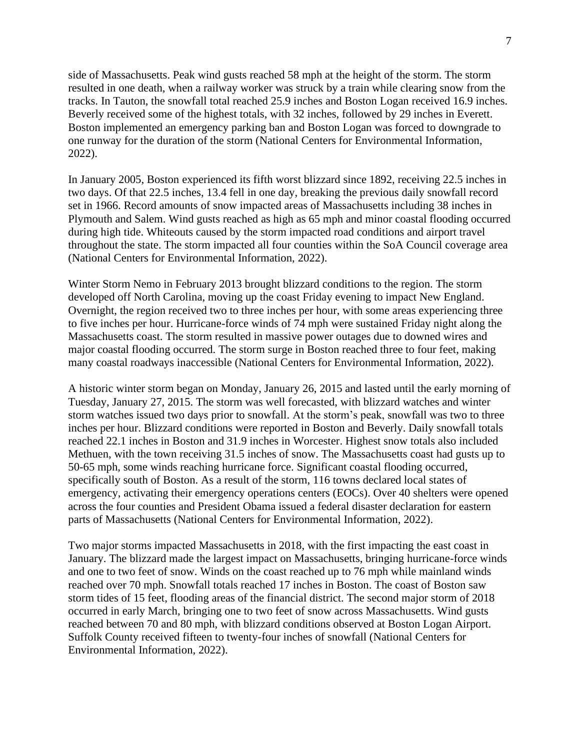side of Massachusetts. Peak wind gusts reached 58 mph at the height of the storm. The storm resulted in one death, when a railway worker was struck by a train while clearing snow from the tracks. In Tauton, the snowfall total reached 25.9 inches and Boston Logan received 16.9 inches. Beverly received some of the highest totals, with 32 inches, followed by 29 inches in Everett. Boston implemented an emergency parking ban and Boston Logan was forced to downgrade to one runway for the duration of the storm (National Centers for Environmental Information, 2022).

In January 2005, Boston experienced its fifth worst blizzard since 1892, receiving 22.5 inches in two days. Of that 22.5 inches, 13.4 fell in one day, breaking the previous daily snowfall record set in 1966. Record amounts of snow impacted areas of Massachusetts including 38 inches in Plymouth and Salem. Wind gusts reached as high as 65 mph and minor coastal flooding occurred during high tide. Whiteouts caused by the storm impacted road conditions and airport travel throughout the state. The storm impacted all four counties within the SoA Council coverage area (National Centers for Environmental Information, 2022).

Winter Storm Nemo in February 2013 brought blizzard conditions to the region. The storm developed off North Carolina, moving up the coast Friday evening to impact New England. Overnight, the region received two to three inches per hour, with some areas experiencing three to five inches per hour. Hurricane-force winds of 74 mph were sustained Friday night along the Massachusetts coast. The storm resulted in massive power outages due to downed wires and major coastal flooding occurred. The storm surge in Boston reached three to four feet, making many coastal roadways inaccessible (National Centers for Environmental Information, 2022).

A historic winter storm began on Monday, January 26, 2015 and lasted until the early morning of Tuesday, January 27, 2015. The storm was well forecasted, with blizzard watches and winter storm watches issued two days prior to snowfall. At the storm's peak, snowfall was two to three inches per hour. Blizzard conditions were reported in Boston and Beverly. Daily snowfall totals reached 22.1 inches in Boston and 31.9 inches in Worcester. Highest snow totals also included Methuen, with the town receiving 31.5 inches of snow. The Massachusetts coast had gusts up to 50-65 mph, some winds reaching hurricane force. Significant coastal flooding occurred, specifically south of Boston. As a result of the storm, 116 towns declared local states of emergency, activating their emergency operations centers (EOCs). Over 40 shelters were opened across the four counties and President Obama issued a federal disaster declaration for eastern parts of Massachusetts (National Centers for Environmental Information, 2022).

Two major storms impacted Massachusetts in 2018, with the first impacting the east coast in January. The blizzard made the largest impact on Massachusetts, bringing hurricane-force winds and one to two feet of snow. Winds on the coast reached up to 76 mph while mainland winds reached over 70 mph. Snowfall totals reached 17 inches in Boston. The coast of Boston saw storm tides of 15 feet, flooding areas of the financial district. The second major storm of 2018 occurred in early March, bringing one to two feet of snow across Massachusetts. Wind gusts reached between 70 and 80 mph, with blizzard conditions observed at Boston Logan Airport. Suffolk County received fifteen to twenty-four inches of snowfall (National Centers for Environmental Information, 2022).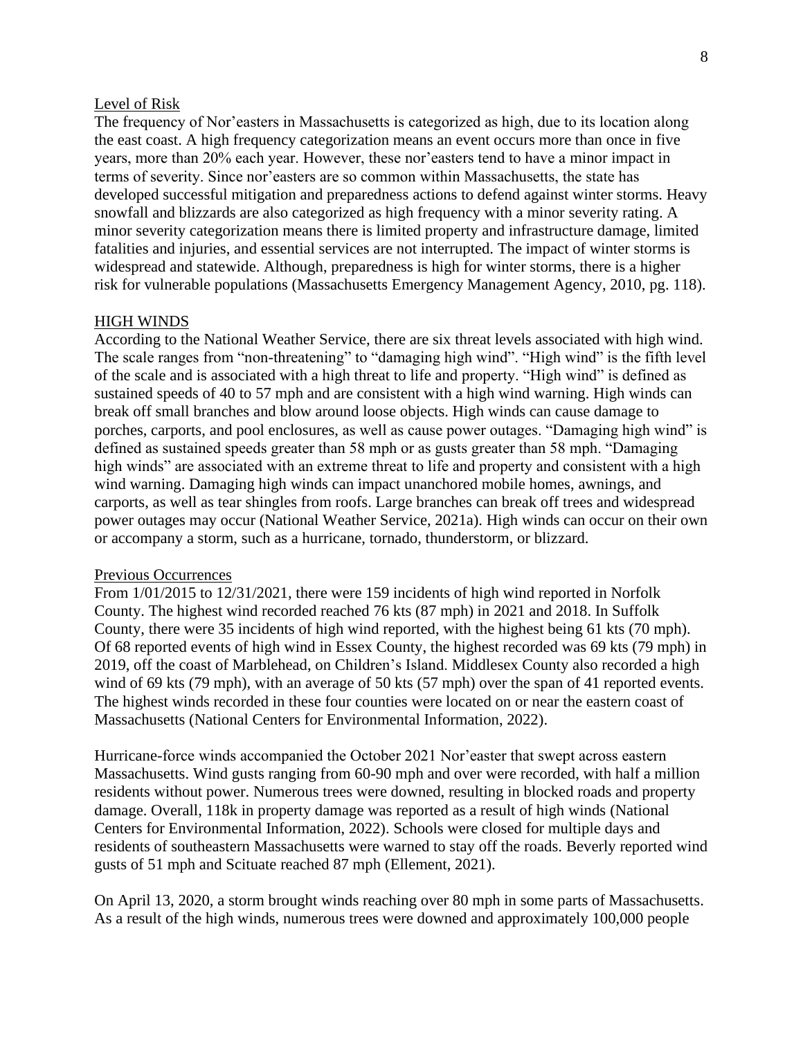### Level of Risk

The frequency of Nor'easters in Massachusetts is categorized as high, due to its location along the east coast. A high frequency categorization means an event occurs more than once in five years, more than 20% each year. However, these nor'easters tend to have a minor impact in terms of severity. Since nor'easters are so common within Massachusetts, the state has developed successful mitigation and preparedness actions to defend against winter storms. Heavy snowfall and blizzards are also categorized as high frequency with a minor severity rating. A minor severity categorization means there is limited property and infrastructure damage, limited fatalities and injuries, and essential services are not interrupted. The impact of winter storms is widespread and statewide. Although, preparedness is high for winter storms, there is a higher risk for vulnerable populations (Massachusetts Emergency Management Agency, 2010, pg. 118).

## HIGH WINDS

According to the National Weather Service, there are six threat levels associated with high wind. The scale ranges from "non-threatening" to "damaging high wind". "High wind" is the fifth level of the scale and is associated with a high threat to life and property. "High wind" is defined as sustained speeds of 40 to 57 mph and are consistent with a high wind warning. High winds can break off small branches and blow around loose objects. High winds can cause damage to porches, carports, and pool enclosures, as well as cause power outages. "Damaging high wind" is defined as sustained speeds greater than 58 mph or as gusts greater than 58 mph. "Damaging high winds" are associated with an extreme threat to life and property and consistent with a high wind warning. Damaging high winds can impact unanchored mobile homes, awnings, and carports, as well as tear shingles from roofs. Large branches can break off trees and widespread power outages may occur (National Weather Service, 2021a). High winds can occur on their own or accompany a storm, such as a hurricane, tornado, thunderstorm, or blizzard.

### Previous Occurrences

From 1/01/2015 to 12/31/2021, there were 159 incidents of high wind reported in Norfolk County. The highest wind recorded reached 76 kts (87 mph) in 2021 and 2018. In Suffolk County, there were 35 incidents of high wind reported, with the highest being 61 kts (70 mph). Of 68 reported events of high wind in Essex County, the highest recorded was 69 kts (79 mph) in 2019, off the coast of Marblehead, on Children's Island. Middlesex County also recorded a high wind of 69 kts (79 mph), with an average of 50 kts (57 mph) over the span of 41 reported events. The highest winds recorded in these four counties were located on or near the eastern coast of Massachusetts (National Centers for Environmental Information, 2022).

Hurricane-force winds accompanied the October 2021 Nor'easter that swept across eastern Massachusetts. Wind gusts ranging from 60-90 mph and over were recorded, with half a million residents without power. Numerous trees were downed, resulting in blocked roads and property damage. Overall, 118k in property damage was reported as a result of high winds (National Centers for Environmental Information, 2022). Schools were closed for multiple days and residents of southeastern Massachusetts were warned to stay off the roads. Beverly reported wind gusts of 51 mph and Scituate reached 87 mph (Ellement, 2021).

On April 13, 2020, a storm brought winds reaching over 80 mph in some parts of Massachusetts. As a result of the high winds, numerous trees were downed and approximately 100,000 people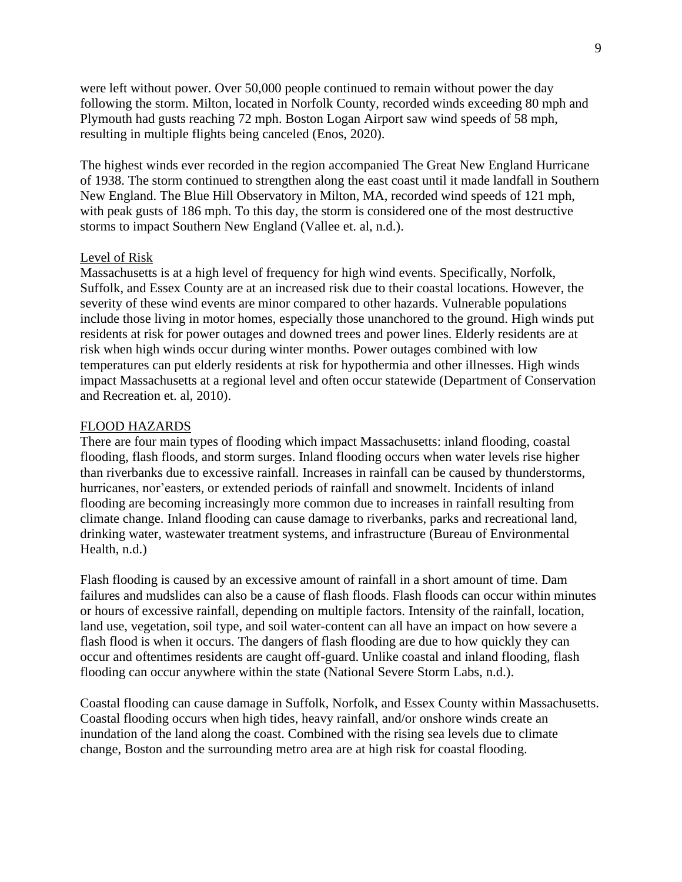were left without power. Over 50,000 people continued to remain without power the day following the storm. Milton, located in Norfolk County, recorded winds exceeding 80 mph and Plymouth had gusts reaching 72 mph. Boston Logan Airport saw wind speeds of 58 mph, resulting in multiple flights being canceled (Enos, 2020).

The highest winds ever recorded in the region accompanied The Great New England Hurricane of 1938. The storm continued to strengthen along the east coast until it made landfall in Southern New England. The Blue Hill Observatory in Milton, MA, recorded wind speeds of 121 mph, with peak gusts of 186 mph. To this day, the storm is considered one of the most destructive storms to impact Southern New England (Vallee et. al, n.d.).

### Level of Risk

Massachusetts is at a high level of frequency for high wind events. Specifically, Norfolk, Suffolk, and Essex County are at an increased risk due to their coastal locations. However, the severity of these wind events are minor compared to other hazards. Vulnerable populations include those living in motor homes, especially those unanchored to the ground. High winds put residents at risk for power outages and downed trees and power lines. Elderly residents are at risk when high winds occur during winter months. Power outages combined with low temperatures can put elderly residents at risk for hypothermia and other illnesses. High winds impact Massachusetts at a regional level and often occur statewide (Department of Conservation and Recreation et. al, 2010).

## FLOOD HAZARDS

There are four main types of flooding which impact Massachusetts: inland flooding, coastal flooding, flash floods, and storm surges. Inland flooding occurs when water levels rise higher than riverbanks due to excessive rainfall. Increases in rainfall can be caused by thunderstorms, hurricanes, nor'easters, or extended periods of rainfall and snowmelt. Incidents of inland flooding are becoming increasingly more common due to increases in rainfall resulting from climate change. Inland flooding can cause damage to riverbanks, parks and recreational land, drinking water, wastewater treatment systems, and infrastructure (Bureau of Environmental Health, n.d.)

Flash flooding is caused by an excessive amount of rainfall in a short amount of time. Dam failures and mudslides can also be a cause of flash floods. Flash floods can occur within minutes or hours of excessive rainfall, depending on multiple factors. Intensity of the rainfall, location, land use, vegetation, soil type, and soil water-content can all have an impact on how severe a flash flood is when it occurs. The dangers of flash flooding are due to how quickly they can occur and oftentimes residents are caught off-guard. Unlike coastal and inland flooding, flash flooding can occur anywhere within the state (National Severe Storm Labs, n.d.).

Coastal flooding can cause damage in Suffolk, Norfolk, and Essex County within Massachusetts. Coastal flooding occurs when high tides, heavy rainfall, and/or onshore winds create an inundation of the land along the coast. Combined with the rising sea levels due to climate change, Boston and the surrounding metro area are at high risk for coastal flooding.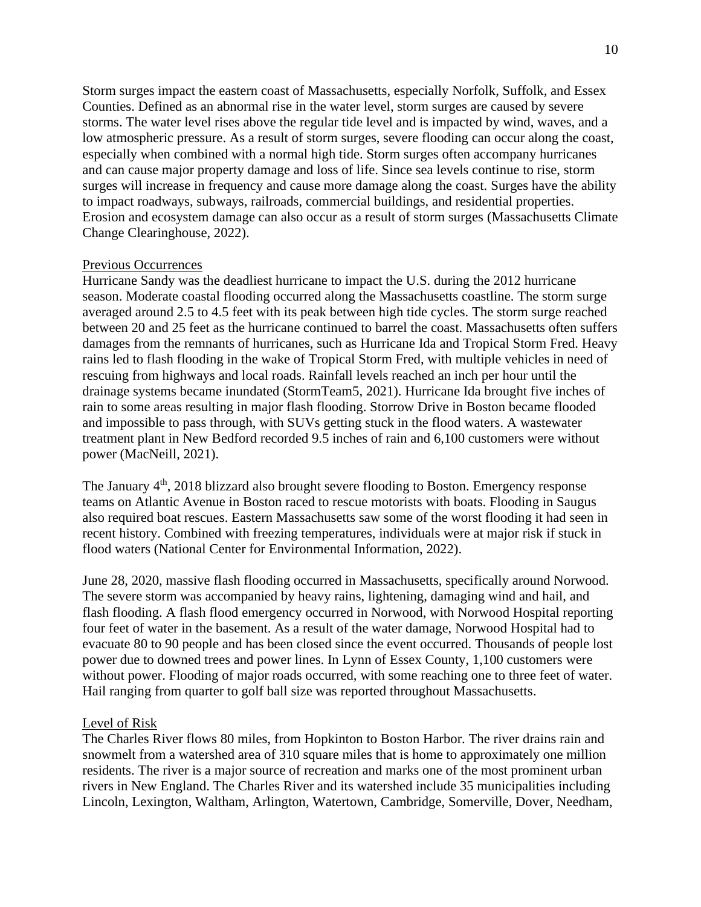Storm surges impact the eastern coast of Massachusetts, especially Norfolk, Suffolk, and Essex Counties. Defined as an abnormal rise in the water level, storm surges are caused by severe storms. The water level rises above the regular tide level and is impacted by wind, waves, and a low atmospheric pressure. As a result of storm surges, severe flooding can occur along the coast, especially when combined with a normal high tide. Storm surges often accompany hurricanes and can cause major property damage and loss of life. Since sea levels continue to rise, storm surges will increase in frequency and cause more damage along the coast. Surges have the ability to impact roadways, subways, railroads, commercial buildings, and residential properties. Erosion and ecosystem damage can also occur as a result of storm surges (Massachusetts Climate Change Clearinghouse, 2022).

Previous Occurrences

Hurricane Sandy was the deadliest hurricane to impact the U.S. during the 2012 hurricane season. Moderate coastal flooding occurred along the Massachusetts coastline. The storm surge averaged around 2.5 to 4.5 feet with its peak between high tide cycles. The storm surge reached between 20 and 25 feet as the hurricane continued to barrel the coast. Massachusetts often suffers damages from the remnants of hurricanes, such as Hurricane Ida and Tropical Storm Fred. Heavy rains led to flash flooding in the wake of Tropical Storm Fred, with multiple vehicles in need of rescuing from highways and local roads. Rainfall levels reached an inch per hour until the drainage systems became inundated (StormTeam5, 2021). Hurricane Ida brought five inches of rain to some areas resulting in major flash flooding. Storrow Drive in Boston became flooded and impossible to pass through, with SUVs getting stuck in the flood waters. A wastewater treatment plant in New Bedford recorded 9.5 inches of rain and 6,100 customers were without power (MacNeill, 2021).

The January 4th, 2018 blizzard also brought severe flooding to Boston. Emergency response teams on Atlantic Avenue in Boston raced to rescue motorists with boats. Flooding in Saugus also required boat rescues. Eastern Massachusetts saw some of the worst flooding it had seen in recent history. Combined with freezing temperatures, individuals were at major risk if stuck in flood waters (National Center for Environmental Information, 2022).

June 28, 2020, massive flash flooding occurred in Massachusetts, specifically around Norwood. The severe storm was accompanied by heavy rains, lightening, damaging wind and hail, and flash flooding. A flash flood emergency occurred in Norwood, with Norwood Hospital reporting four feet of water in the basement. As a result of the water damage, Norwood Hospital had to evacuate 80 to 90 people and has been closed since the event occurred. Thousands of people lost power due to downed trees and power lines. In Lynn of Essex County, 1,100 customers were without power. Flooding of major roads occurred, with some reaching one to three feet of water. Hail ranging from quarter to golf ball size was reported throughout Massachusetts.

Level of Risk

The Charles River flows 80 miles, from Hopkinton to Boston Harbor. The river drains rain and snowmelt from a watershed area of 310 square miles that is home to approximately one million residents. The river is a major source of recreation and marks one of the most prominent urban rivers in New England. The Charles River and its watershed include 35 municipalities including Lincoln, Lexington, Waltham, Arlington, Watertown, Cambridge, Somerville, Dover, Needham,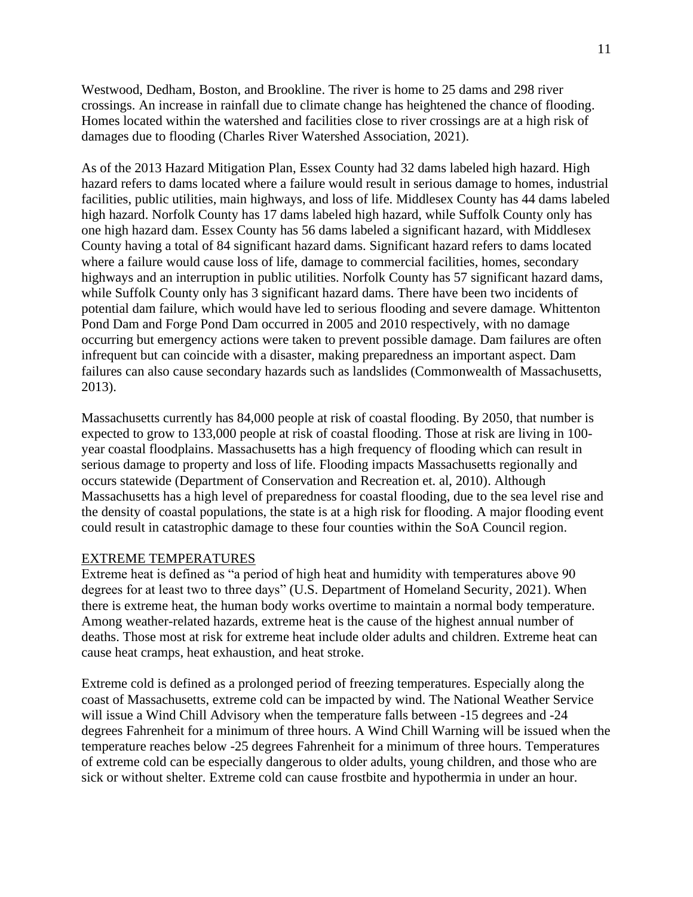Westwood, Dedham, Boston, and Brookline. The river is home to 25 dams and 298 river crossings. An increase in rainfall due to climate change has heightened the chance of flooding. Homes located within the watershed and facilities close to river crossings are at a high risk of damages due to flooding (Charles River Watershed Association, 2021).

As of the 2013 Hazard Mitigation Plan, Essex County had 32 dams labeled high hazard. High hazard refers to dams located where a failure would result in serious damage to homes, industrial facilities, public utilities, main highways, and loss of life. Middlesex County has 44 dams labeled high hazard. Norfolk County has 17 dams labeled high hazard, while Suffolk County only has one high hazard dam. Essex County has 56 dams labeled a significant hazard, with Middlesex County having a total of 84 significant hazard dams. Significant hazard refers to dams located where a failure would cause loss of life, damage to commercial facilities, homes, secondary highways and an interruption in public utilities. Norfolk County has 57 significant hazard dams, while Suffolk County only has 3 significant hazard dams. There have been two incidents of potential dam failure, which would have led to serious flooding and severe damage. Whittenton Pond Dam and Forge Pond Dam occurred in 2005 and 2010 respectively, with no damage occurring but emergency actions were taken to prevent possible damage. Dam failures are often infrequent but can coincide with a disaster, making preparedness an important aspect. Dam failures can also cause secondary hazards such as landslides (Commonwealth of Massachusetts, 2013).

Massachusetts currently has 84,000 people at risk of coastal flooding. By 2050, that number is expected to grow to 133,000 people at risk of coastal flooding. Those at risk are living in 100-year coastal floodplains. Massachusetts has a high frequency of flooding which can result in serious damage to property and loss of life. Flooding impacts Massachusetts regionally and occurs statewide (Department of Conservation and Recreation et. al, 2010). Although Massachusetts has a high level of preparedness for coastal flooding, due to the sea level rise and the density of coastal populations, the state is at a high risk for flooding. A major flooding event could result in catastrophic damage to these four counties within the SoA Council region.

## EXTREME TEMPERATURES

Extreme heat is defined as "a period of high heat and humidity with temperatures above 90 degrees for at least two to three days" (U.S. Department of Homeland Security, 2021). When there is extreme heat, the human body works overtime to maintain a normal body temperature. Among weather-related hazards, extreme heat is the cause of the highest annual number of deaths. Those most at risk for extreme heat include older adults and children. Extreme heat can cause heat cramps, heat exhaustion, and heat stroke.

Extreme cold is defined as a prolonged period of freezing temperatures. Especially along the coast of Massachusetts, extreme cold can be impacted by wind. The National Weather Service will issue a Wind Chill Advisory when the temperature falls between -15 degrees and -24 degrees Fahrenheit for a minimum of three hours. A Wind Chill Warning will be issued when the temperature reaches below -25 degrees Fahrenheit for a minimum of three hours. Temperatures of extreme cold can be especially dangerous to older adults, young children, and those who are sick or without shelter. Extreme cold can cause frostbite and hypothermia in under an hour.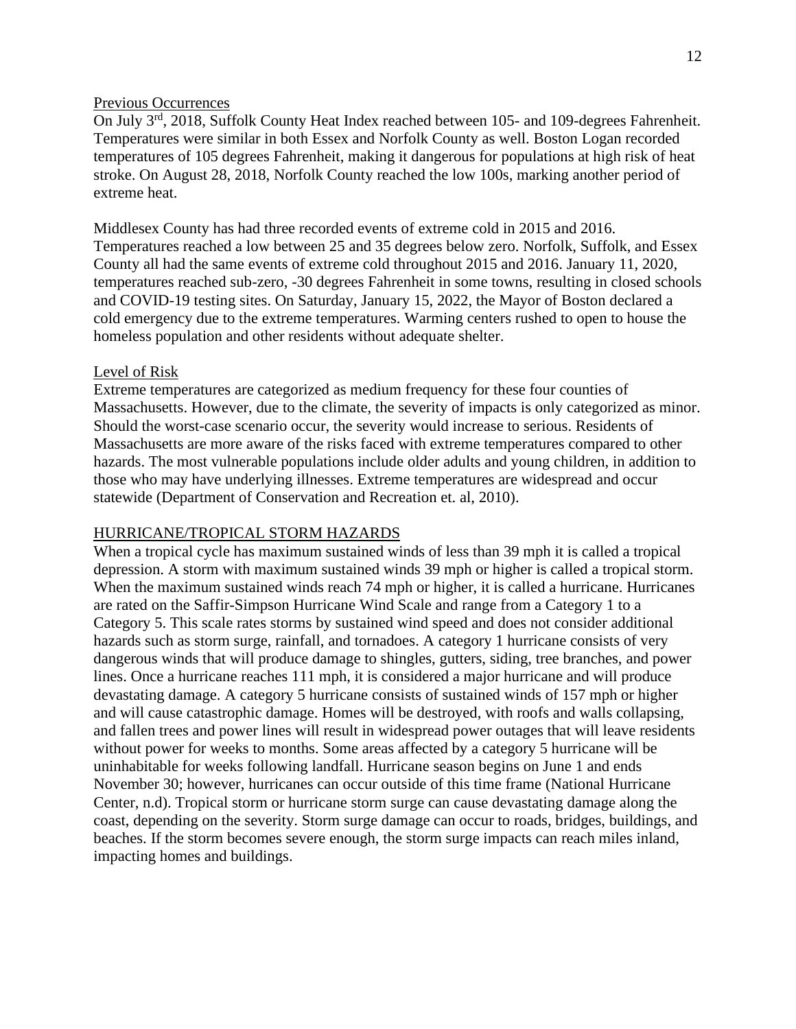Previous Occurrences

On July 3rd, 2018, Suffolk County Heat Index reached between 105- and 109-degrees Fahrenheit. Temperatures were similar in both Essex and Norfolk County as well. Boston Logan recorded temperatures of 105 degrees Fahrenheit, making it dangerous for populations at high risk of heat stroke. On August 28, 2018, Norfolk County reached the low 100s, marking another period of extreme heat.

Middlesex County has had three recorded events of extreme cold in 2015 and 2016. Temperatures reached a low between 25 and 35 degrees below zero. Norfolk, Suffolk, and Essex County all had the same events of extreme cold throughout 2015 and 2016. January 11, 2020, temperatures reached sub-zero, -30 degrees Fahrenheit in some towns, resulting in closed schools and COVID-19 testing sites. On Saturday, January 15, 2022, the Mayor of Boston declared a cold emergency due to the extreme temperatures. Warming centers rushed to open to house the homeless population and other residents without adequate shelter.

Level of Risk

Extreme temperatures are categorized as medium frequency for these four counties of Massachusetts. However, due to the climate, the severity of impacts is only categorized as minor. Should the worst-case scenario occur, the severity would increase to serious. Residents of Massachusetts are more aware of the risks faced with extreme temperatures compared to other hazards. The most vulnerable populations include older adults and young children, in addition to those who may have underlying illnesses. Extreme temperatures are widespread and occur statewide (Department of Conservation and Recreation et. al, 2010).

HURRICANE/TROPICAL STORM HAZARDS

When a tropical cycle has maximum sustained winds of less than 39 mph it is called a tropical depression. A storm with maximum sustained winds 39 mph or higher is called a tropical storm. When the maximum sustained winds reach 74 mph or higher, it is called a hurricane. Hurricanes are rated on the Saffir-Simpson Hurricane Wind Scale and range from a Category 1 to a Category 5. This scale rates storms by sustained wind speed and does not consider additional hazards such as storm surge, rainfall, and tornadoes. A category 1 hurricane consists of very dangerous winds that will produce damage to shingles, gutters, siding, tree branches, and power lines. Once a hurricane reaches 111 mph, it is considered a major hurricane and will produce devastating damage. A category 5 hurricane consists of sustained winds of 157 mph or higher and will cause catastrophic damage. Homes will be destroyed, with roofs and walls collapsing, and fallen trees and power lines will result in widespread power outages that will leave residents without power for weeks to months. Some areas affected by a category 5 hurricane will be uninhabitable for weeks following landfall. Hurricane season begins on June 1 and ends November 30; however, hurricanes can occur outside of this time frame (National Hurricane Center, n.d). Tropical storm or hurricane storm surge can cause devastating damage along the coast, depending on the severity. Storm surge damage can occur to roads, bridges, buildings, and beaches. If the storm becomes severe enough, the storm surge impacts can reach miles inland, impacting homes and buildings.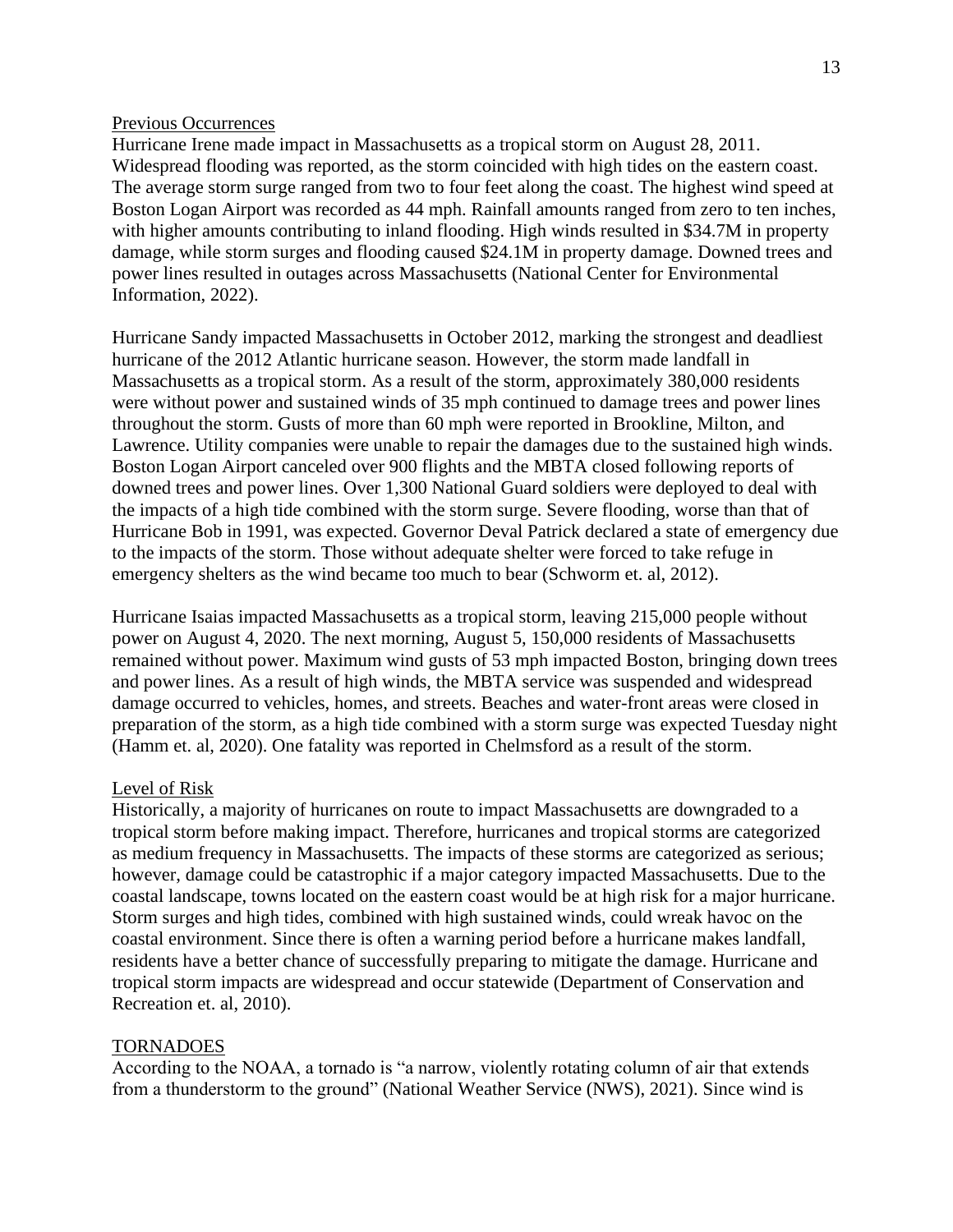Previous Occurrences

Hurricane Irene made impact in Massachusetts as a tropical storm on August 28, 2011. Widespread flooding was reported, as the storm coincided with high tides on the eastern coast. The average storm surge ranged from two to four feet along the coast. The highest wind speed at Boston Logan Airport was recorded as 44 mph. Rainfall amounts ranged from zero to ten inches, with higher amounts contributing to inland flooding. High winds resulted in $34.7M in property damage, while storm surges and flooding caused $24.1M in property damage. Downed trees and power lines resulted in outages across Massachusetts (National Center for Environmental Information, 2022).

Hurricane Sandy impacted Massachusetts in October 2012, marking the strongest and deadliest hurricane of the 2012 Atlantic hurricane season. However, the storm made landfall in Massachusetts as a tropical storm. As a result of the storm, approximately 380,000 residents were without power and sustained winds of 35 mph continued to damage trees and power lines throughout the storm. Gusts of more than 60 mph were reported in Brookline, Milton, and Lawrence. Utility companies were unable to repair the damages due to the sustained high winds. Boston Logan Airport canceled over 900 flights and the MBTA closed following reports of downed trees and power lines. Over 1,300 National Guard soldiers were deployed to deal with the impacts of a high tide combined with the storm surge. Severe flooding, worse than that of Hurricane Bob in 1991, was expected. Governor Deval Patrick declared a state of emergency due to the impacts of the storm. Those without adequate shelter were forced to take refuge in emergency shelters as the wind became too much to bear (Schworm et. al, 2012).

Hurricane Isaias impacted Massachusetts as a tropical storm, leaving 215,000 people without power on August 4, 2020. The next morning, August 5, 150,000 residents of Massachusetts remained without power. Maximum wind gusts of 53 mph impacted Boston, bringing down trees and power lines. As a result of high winds, the MBTA service was suspended and widespread damage occurred to vehicles, homes, and streets. Beaches and water-front areas were closed in preparation of the storm, as a high tide combined with a storm surge was expected Tuesday night (Hamm et. al, 2020). One fatality was reported in Chelmsford as a result of the storm.

Level of Risk

Historically, a majority of hurricanes on route to impact Massachusetts are downgraded to a tropical storm before making impact. Therefore, hurricanes and tropical storms are categorized as medium frequency in Massachusetts. The impacts of these storms are categorized as serious; however, damage could be catastrophic if a major category impacted Massachusetts. Due to the coastal landscape, towns located on the eastern coast would be at high risk for a major hurricane. Storm surges and high tides, combined with high sustained winds, could wreak havoc on the coastal environment. Since there is often a warning period before a hurricane makes landfall, residents have a better chance of successfully preparing to mitigate the damage. Hurricane and tropical storm impacts are widespread and occur statewide (Department of Conservation and Recreation et. al, 2010).

## TORNADOES

According to the NOAA, a tornado is "a narrow, violently rotating column of air that extends from a thunderstorm to the ground" (National Weather Service (NWS), 2021). Since wind is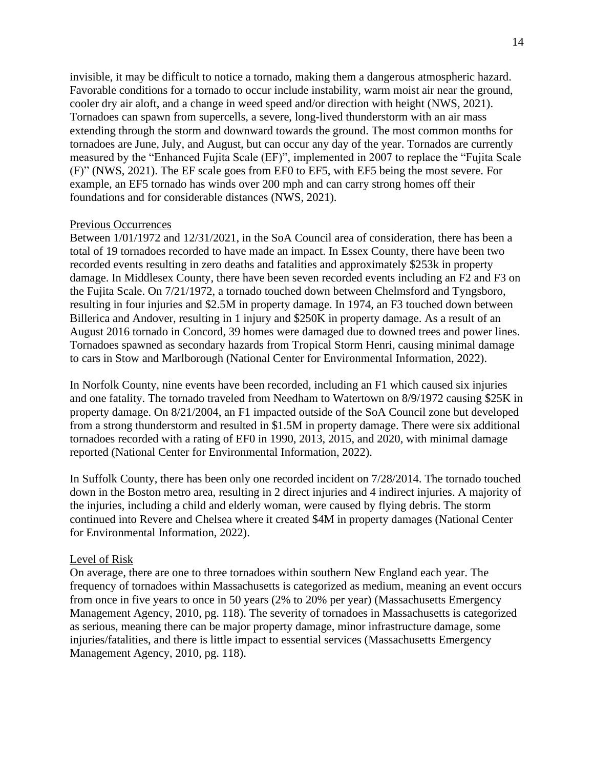invisible, it may be difficult to notice a tornado, making them a dangerous atmospheric hazard. Favorable conditions for a tornado to occur include instability, warm moist air near the ground, cooler dry air aloft, and a change in weed speed and/or direction with height (NWS, 2021). Tornadoes can spawn from supercells, a severe, long-lived thunderstorm with an air mass extending through the storm and downward towards the ground. The most common months for tornadoes are June, July, and August, but can occur any day of the year. Tornados are currently measured by the "Enhanced Fujita Scale (EF)", implemented in 2007 to replace the "Fujita Scale (F)" (NWS, 2021). The EF scale goes from EF0 to EF5, with EF5 being the most severe. For example, an EF5 tornado has winds over 200 mph and can carry strong homes off their foundations and for considerable distances (NWS, 2021).

Previous Occurrences

Between 1/01/1972 and 12/31/2021, in the SoA Council area of consideration, there has been a total of 19 tornadoes recorded to have made an impact. In Essex County, there have been two recorded events resulting in zero deaths and fatalities and approximately $253k in property damage. In Middlesex County, there have been seven recorded events including an F2 and F3 on the Fujita Scale. On 7/21/1972, a tornado touched down between Chelmsford and Tyngsboro, resulting in four injuries and $2.5M in property damage. In 1974, an F3 touched down between Billerica and Andover, resulting in 1 injury and $250K in property damage. As a result of an August 2016 tornado in Concord, 39 homes were damaged due to downed trees and power lines. Tornadoes spawned as secondary hazards from Tropical Storm Henri, causing minimal damage to cars in Stow and Marlborough (National Center for Environmental Information, 2022).

In Norfolk County, nine events have been recorded, including an F1 which caused six injuries and one fatality. The tornado traveled from Needham to Watertown on 8/9/1972 causing $25K in property damage. On 8/21/2004, an F1 impacted outside of the SoA Council zone but developed from a strong thunderstorm and resulted in $1.5M in property damage. There were six additional tornadoes recorded with a rating of EF0 in 1990, 2013, 2015, and 2020, with minimal damage reported (National Center for Environmental Information, 2022).

In Suffolk County, there has been only one recorded incident on 7/28/2014. The tornado touched down in the Boston metro area, resulting in 2 direct injuries and 4 indirect injuries. A majority of the injuries, including a child and elderly woman, were caused by flying debris. The storm continued into Revere and Chelsea where it created $4M in property damages (National Center for Environmental Information, 2022).

Level of Risk

On average, there are one to three tornadoes within southern New England each year. The frequency of tornadoes within Massachusetts is categorized as medium, meaning an event occurs from once in five years to once in 50 years (2% to 20% per year) (Massachusetts Emergency Management Agency, 2010, pg. 118). The severity of tornadoes in Massachusetts is categorized as serious, meaning there can be major property damage, minor infrastructure damage, some injuries/fatalities, and there is little impact to essential services (Massachusetts Emergency Management Agency, 2010, pg. 118).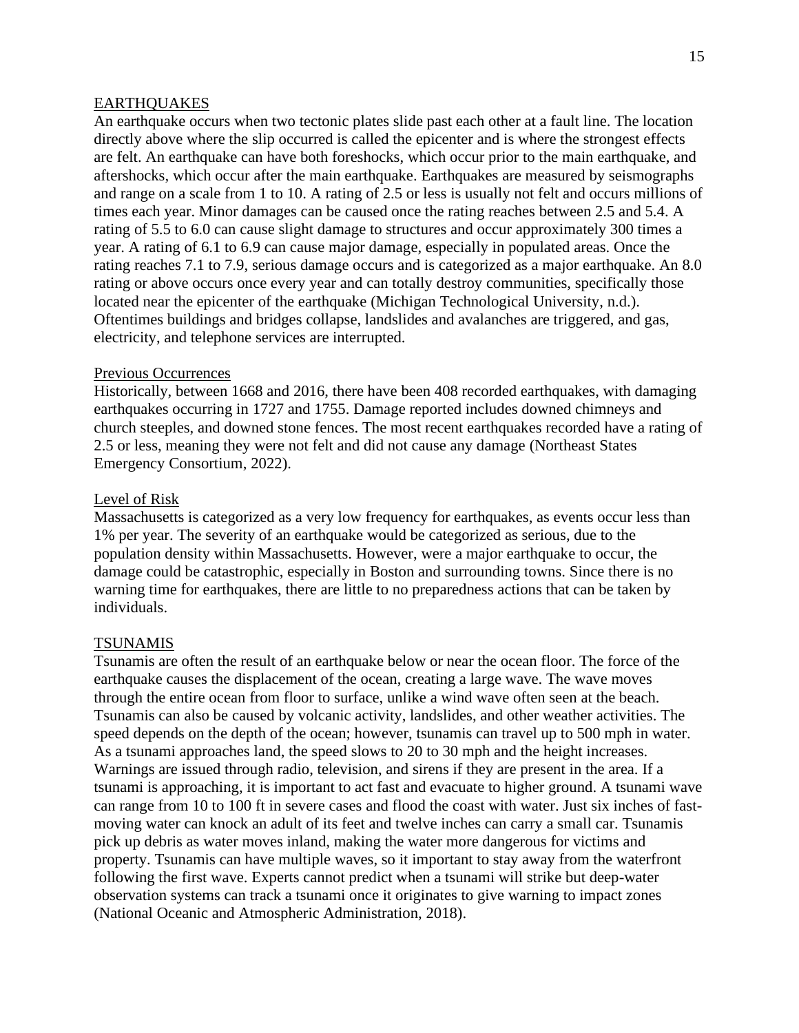## EARTHQUAKES

An earthquake occurs when two tectonic plates slide past each other at a fault line. The location directly above where the slip occurred is called the epicenter and is where the strongest effects are felt. An earthquake can have both foreshocks, which occur prior to the main earthquake, and aftershocks, which occur after the main earthquake. Earthquakes are measured by seismographs and range on a scale from 1 to 10. A rating of 2.5 or less is usually not felt and occurs millions of times each year. Minor damages can be caused once the rating reaches between 2.5 and 5.4. A rating of 5.5 to 6.0 can cause slight damage to structures and occur approximately 300 times a year. A rating of 6.1 to 6.9 can cause major damage, especially in populated areas. Once the rating reaches 7.1 to 7.9, serious damage occurs and is categorized as a major earthquake. An 8.0 rating or above occurs once every year and can totally destroy communities, specifically those located near the epicenter of the earthquake (Michigan Technological University, n.d.). Oftentimes buildings and bridges collapse, landslides and avalanches are triggered, and gas, electricity, and telephone services are interrupted.

### Previous Occurrences

Historically, between 1668 and 2016, there have been 408 recorded earthquakes, with damaging earthquakes occurring in 1727 and 1755. Damage reported includes downed chimneys and church steeples, and downed stone fences. The most recent earthquakes recorded have a rating of 2.5 or less, meaning they were not felt and did not cause any damage (Northeast States Emergency Consortium, 2022).

### Level of Risk

Massachusetts is categorized as a very low frequency for earthquakes, as events occur less than 1% per year. The severity of an earthquake would be categorized as serious, due to the population density within Massachusetts. However, were a major earthquake to occur, the damage could be catastrophic, especially in Boston and surrounding towns. Since there is no warning time for earthquakes, there are little to no preparedness actions that can be taken by individuals.

## TSUNAMIS

Tsunamis are often the result of an earthquake below or near the ocean floor. The force of the earthquake causes the displacement of the ocean, creating a large wave. The wave moves through the entire ocean from floor to surface, unlike a wind wave often seen at the beach. Tsunamis can also be caused by volcanic activity, landslides, and other weather activities. The speed depends on the depth of the ocean; however, tsunamis can travel up to 500 mph in water. As a tsunami approaches land, the speed slows to 20 to 30 mph and the height increases. Warnings are issued through radio, television, and sirens if they are present in the area. If a tsunami is approaching, it is important to act fast and evacuate to higher ground. A tsunami wave can range from 10 to 100 ft in severe cases and flood the coast with water. Just six inches of fast-moving water can knock an adult of its feet and twelve inches can carry a small car. Tsunamis pick up debris as water moves inland, making the water more dangerous for victims and property. Tsunamis can have multiple waves, so it important to stay away from the waterfront following the first wave. Experts cannot predict when a tsunami will strike but deep-water observation systems can track a tsunami once it originates to give warning to impact zones (National Oceanic and Atmospheric Administration, 2018).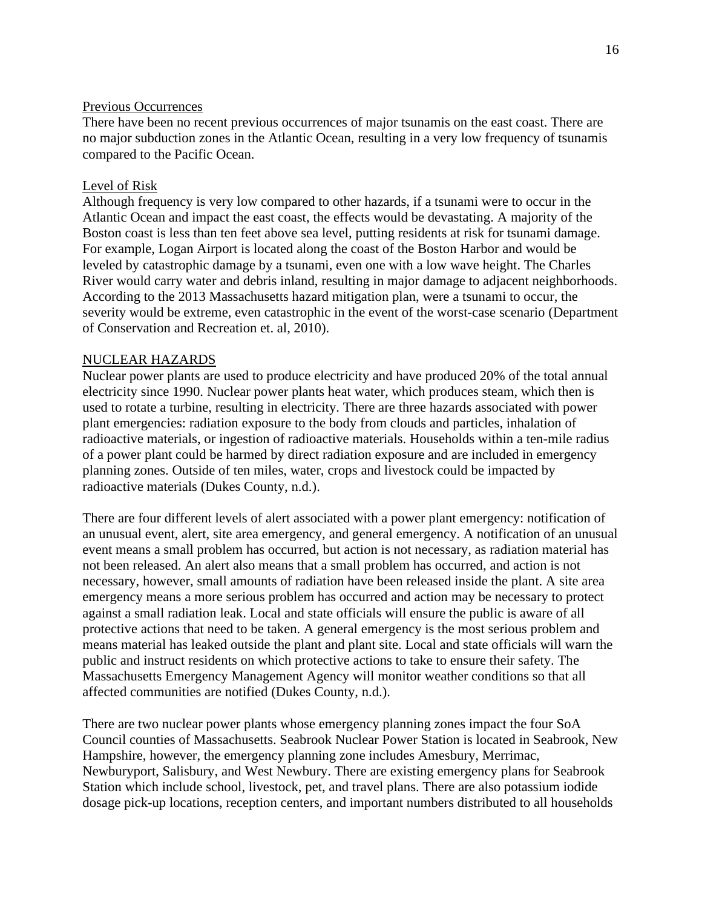<u>Previous Occurrences</u>

There have been no recent previous occurrences of major tsunamis on the east coast. There are no major subduction zones in the Atlantic Ocean, resulting in a very low frequency of tsunamis compared to the Pacific Ocean.

<u>Level of Risk</u>

Although frequency is very low compared to other hazards, if a tsunami were to occur in the Atlantic Ocean and impact the east coast, the effects would be devastating. A majority of the Boston coast is less than ten feet above sea level, putting residents at risk for tsunami damage. For example, Logan Airport is located along the coast of the Boston Harbor and would be leveled by catastrophic damage by a tsunami, even one with a low wave height. The Charles River would carry water and debris inland, resulting in major damage to adjacent neighborhoods. According to the 2013 Massachusetts hazard mitigation plan, were a tsunami to occur, the severity would be extreme, even catastrophic in the event of the worst-case scenario (Department of Conservation and Recreation et. al, 2010).

## <u>NUCLEAR HAZARDS</u>

Nuclear power plants are used to produce electricity and have produced 20% of the total annual electricity since 1990. Nuclear power plants heat water, which produces steam, which then is used to rotate a turbine, resulting in electricity. There are three hazards associated with power plant emergencies: radiation exposure to the body from clouds and particles, inhalation of radioactive materials, or ingestion of radioactive materials. Households within a ten-mile radius of a power plant could be harmed by direct radiation exposure and are included in emergency planning zones. Outside of ten miles, water, crops and livestock could be impacted by radioactive materials (Dukes County, n.d.).

There are four different levels of alert associated with a power plant emergency: notification of an unusual event, alert, site area emergency, and general emergency. A notification of an unusual event means a small problem has occurred, but action is not necessary, as radiation material has not been released. An alert also means that a small problem has occurred, and action is not necessary, however, small amounts of radiation have been released inside the plant. A site area emergency means a more serious problem has occurred and action may be necessary to protect against a small radiation leak. Local and state officials will ensure the public is aware of all protective actions that need to be taken. A general emergency is the most serious problem and means material has leaked outside the plant and plant site. Local and state officials will warn the public and instruct residents on which protective actions to take to ensure their safety. The Massachusetts Emergency Management Agency will monitor weather conditions so that all affected communities are notified (Dukes County, n.d.).

There are two nuclear power plants whose emergency planning zones impact the four SoA Council counties of Massachusetts. Seabrook Nuclear Power Station is located in Seabrook, New Hampshire, however, the emergency planning zone includes Amesbury, Merrimac, Newburyport, Salisbury, and West Newbury. There are existing emergency plans for Seabrook Station which include school, livestock, pet, and travel plans. There are also potassium iodide dosage pick-up locations, reception centers, and important numbers distributed to all households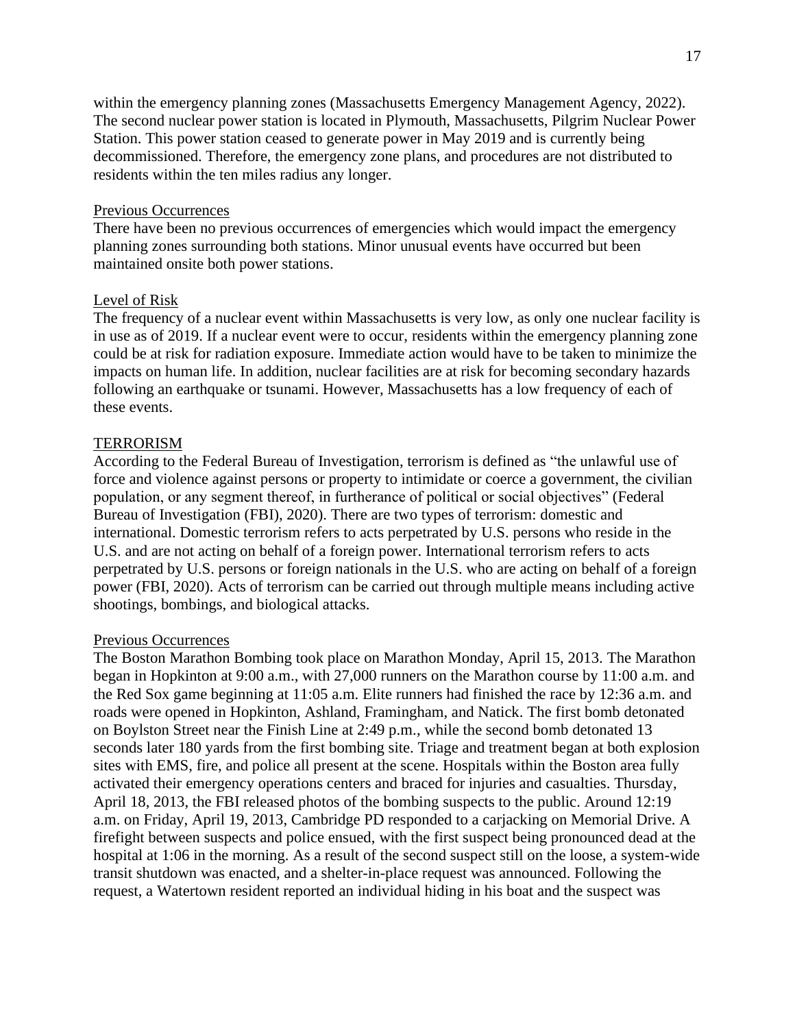within the emergency planning zones (Massachusetts Emergency Management Agency, 2022). The second nuclear power station is located in Plymouth, Massachusetts, Pilgrim Nuclear Power Station. This power station ceased to generate power in May 2019 and is currently being decommissioned. Therefore, the emergency zone plans, and procedures are not distributed to residents within the ten miles radius any longer.

<u>Previous Occurrences</u>

There have been no previous occurrences of emergencies which would impact the emergency planning zones surrounding both stations. Minor unusual events have occurred but been maintained onsite both power stations.

<u>Level of Risk</u>

The frequency of a nuclear event within Massachusetts is very low, as only one nuclear facility is in use as of 2019. If a nuclear event were to occur, residents within the emergency planning zone could be at risk for radiation exposure. Immediate action would have to be taken to minimize the impacts on human life. In addition, nuclear facilities are at risk for becoming secondary hazards following an earthquake or tsunami. However, Massachusetts has a low frequency of each of these events.

<u>TERRORISM</u>

According to the Federal Bureau of Investigation, terrorism is defined as "the unlawful use of force and violence against persons or property to intimidate or coerce a government, the civilian population, or any segment thereof, in furtherance of political or social objectives" (Federal Bureau of Investigation (FBI), 2020). There are two types of terrorism: domestic and international. Domestic terrorism refers to acts perpetrated by U.S. persons who reside in the U.S. and are not acting on behalf of a foreign power. International terrorism refers to acts perpetrated by U.S. persons or foreign nationals in the U.S. who are acting on behalf of a foreign power (FBI, 2020). Acts of terrorism can be carried out through multiple means including active shootings, bombings, and biological attacks.

<u>Previous Occurrences</u>

The Boston Marathon Bombing took place on Marathon Monday, April 15, 2013. The Marathon began in Hopkinton at 9:00 a.m., with 27,000 runners on the Marathon course by 11:00 a.m. and the Red Sox game beginning at 11:05 a.m. Elite runners had finished the race by 12:36 a.m. and roads were opened in Hopkinton, Ashland, Framingham, and Natick. The first bomb detonated on Boylston Street near the Finish Line at 2:49 p.m., while the second bomb detonated 13 seconds later 180 yards from the first bombing site. Triage and treatment began at both explosion sites with EMS, fire, and police all present at the scene. Hospitals within the Boston area fully activated their emergency operations centers and braced for injuries and casualties. Thursday, April 18, 2013, the FBI released photos of the bombing suspects to the public. Around 12:19 a.m. on Friday, April 19, 2013, Cambridge PD responded to a carjacking on Memorial Drive. A firefight between suspects and police ensued, with the first suspect being pronounced dead at the hospital at 1:06 in the morning. As a result of the second suspect still on the loose, a system-wide transit shutdown was enacted, and a shelter-in-place request was announced. Following the request, a Watertown resident reported an individual hiding in his boat and the suspect was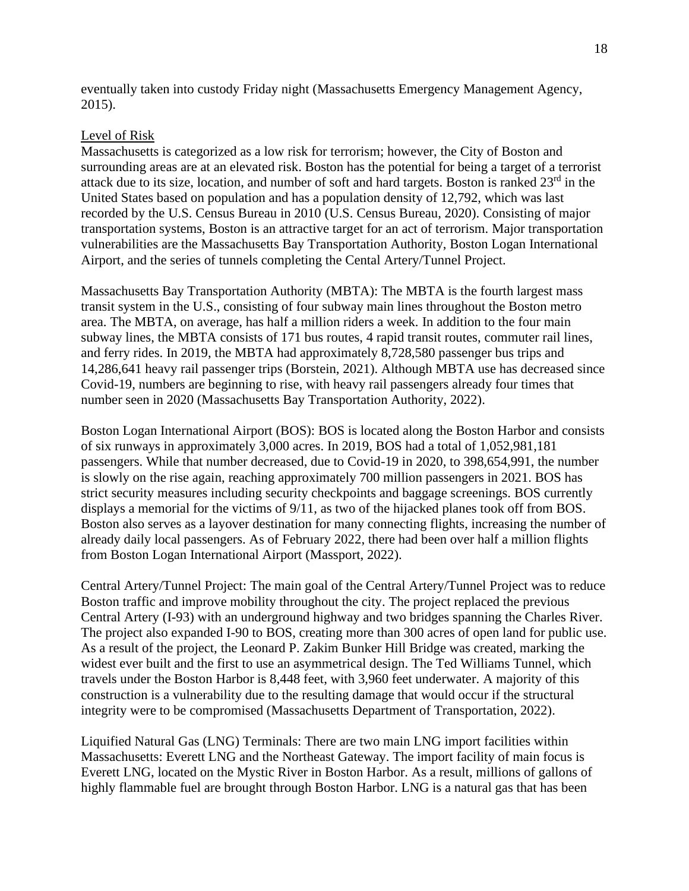eventually taken into custody Friday night (Massachusetts Emergency Management Agency, 2015).

<u>Level of Risk</u>

Massachusetts is categorized as a low risk for terrorism; however, the City of Boston and surrounding areas are at an elevated risk. Boston has the potential for being a target of a terrorist attack due to its size, location, and number of soft and hard targets. Boston is ranked 23rd in the United States based on population and has a population density of 12,792, which was last recorded by the U.S. Census Bureau in 2010 (U.S. Census Bureau, 2020). Consisting of major transportation systems, Boston is an attractive target for an act of terrorism. Major transportation vulnerabilities are the Massachusetts Bay Transportation Authority, Boston Logan International Airport, and the series of tunnels completing the Cental Artery/Tunnel Project.

Massachusetts Bay Transportation Authority (MBTA): The MBTA is the fourth largest mass transit system in the U.S., consisting of four subway main lines throughout the Boston metro area. The MBTA, on average, has half a million riders a week. In addition to the four main subway lines, the MBTA consists of 171 bus routes, 4 rapid transit routes, commuter rail lines, and ferry rides. In 2019, the MBTA had approximately 8,728,580 passenger bus trips and 14,286,641 heavy rail passenger trips (Borstein, 2021). Although MBTA use has decreased since Covid-19, numbers are beginning to rise, with heavy rail passengers already four times that number seen in 2020 (Massachusetts Bay Transportation Authority, 2022).

Boston Logan International Airport (BOS): BOS is located along the Boston Harbor and consists of six runways in approximately 3,000 acres. In 2019, BOS had a total of 1,052,981,181 passengers. While that number decreased, due to Covid-19 in 2020, to 398,654,991, the number is slowly on the rise again, reaching approximately 700 million passengers in 2021. BOS has strict security measures including security checkpoints and baggage screenings. BOS currently displays a memorial for the victims of 9/11, as two of the hijacked planes took off from BOS. Boston also serves as a layover destination for many connecting flights, increasing the number of already daily local passengers. As of February 2022, there had been over half a million flights from Boston Logan International Airport (Massport, 2022).

Central Artery/Tunnel Project: The main goal of the Central Artery/Tunnel Project was to reduce Boston traffic and improve mobility throughout the city. The project replaced the previous Central Artery (I-93) with an underground highway and two bridges spanning the Charles River. The project also expanded I-90 to BOS, creating more than 300 acres of open land for public use. As a result of the project, the Leonard P. Zakim Bunker Hill Bridge was created, marking the widest ever built and the first to use an asymmetrical design. The Ted Williams Tunnel, which travels under the Boston Harbor is 8,448 feet, with 3,960 feet underwater. A majority of this construction is a vulnerability due to the resulting damage that would occur if the structural integrity were to be compromised (Massachusetts Department of Transportation, 2022).

Liquified Natural Gas (LNG) Terminals: There are two main LNG import facilities within Massachusetts: Everett LNG and the Northeast Gateway. The import facility of main focus is Everett LNG, located on the Mystic River in Boston Harbor. As a result, millions of gallons of highly flammable fuel are brought through Boston Harbor. LNG is a natural gas that has been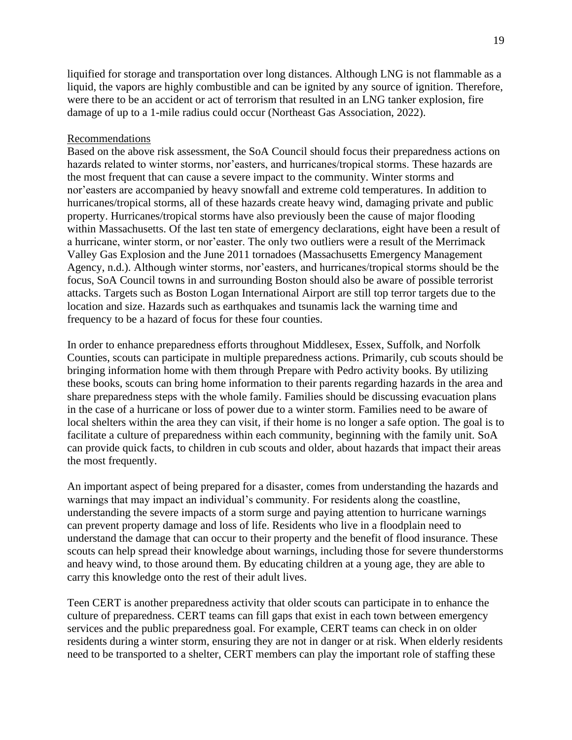liquified for storage and transportation over long distances. Although LNG is not flammable as a liquid, the vapors are highly combustible and can be ignited by any source of ignition. Therefore, were there to be an accident or act of terrorism that resulted in an LNG tanker explosion, fire damage of up to a 1-mile radius could occur (Northeast Gas Association, 2022).

<u>Recommendations</u>

Based on the above risk assessment, the SoA Council should focus their preparedness actions on hazards related to winter storms, nor'easters, and hurricanes/tropical storms. These hazards are the most frequent that can cause a severe impact to the community. Winter storms and nor'easters are accompanied by heavy snowfall and extreme cold temperatures. In addition to hurricanes/tropical storms, all of these hazards create heavy wind, damaging private and public property. Hurricanes/tropical storms have also previously been the cause of major flooding within Massachusetts. Of the last ten state of emergency declarations, eight have been a result of a hurricane, winter storm, or nor'easter. The only two outliers were a result of the Merrimack Valley Gas Explosion and the June 2011 tornadoes (Massachusetts Emergency Management Agency, n.d.). Although winter storms, nor'easters, and hurricanes/tropical storms should be the focus, SoA Council towns in and surrounding Boston should also be aware of possible terrorist attacks. Targets such as Boston Logan International Airport are still top terror targets due to the location and size. Hazards such as earthquakes and tsunamis lack the warning time and frequency to be a hazard of focus for these four counties.

In order to enhance preparedness efforts throughout Middlesex, Essex, Suffolk, and Norfolk Counties, scouts can participate in multiple preparedness actions. Primarily, cub scouts should be bringing information home with them through Prepare with Pedro activity books. By utilizing these books, scouts can bring home information to their parents regarding hazards in the area and share preparedness steps with the whole family. Families should be discussing evacuation plans in the case of a hurricane or loss of power due to a winter storm. Families need to be aware of local shelters within the area they can visit, if their home is no longer a safe option. The goal is to facilitate a culture of preparedness within each community, beginning with the family unit. SoA can provide quick facts, to children in cub scouts and older, about hazards that impact their areas the most frequently.

An important aspect of being prepared for a disaster, comes from understanding the hazards and warnings that may impact an individual's community. For residents along the coastline, understanding the severe impacts of a storm surge and paying attention to hurricane warnings can prevent property damage and loss of life. Residents who live in a floodplain need to understand the damage that can occur to their property and the benefit of flood insurance. These scouts can help spread their knowledge about warnings, including those for severe thunderstorms and heavy wind, to those around them. By educating children at a young age, they are able to carry this knowledge onto the rest of their adult lives.

Teen CERT is another preparedness activity that older scouts can participate in to enhance the culture of preparedness. CERT teams can fill gaps that exist in each town between emergency services and the public preparedness goal. For example, CERT teams can check in on older residents during a winter storm, ensuring they are not in danger or at risk. When elderly residents need to be transported to a shelter, CERT members can play the important role of staffing these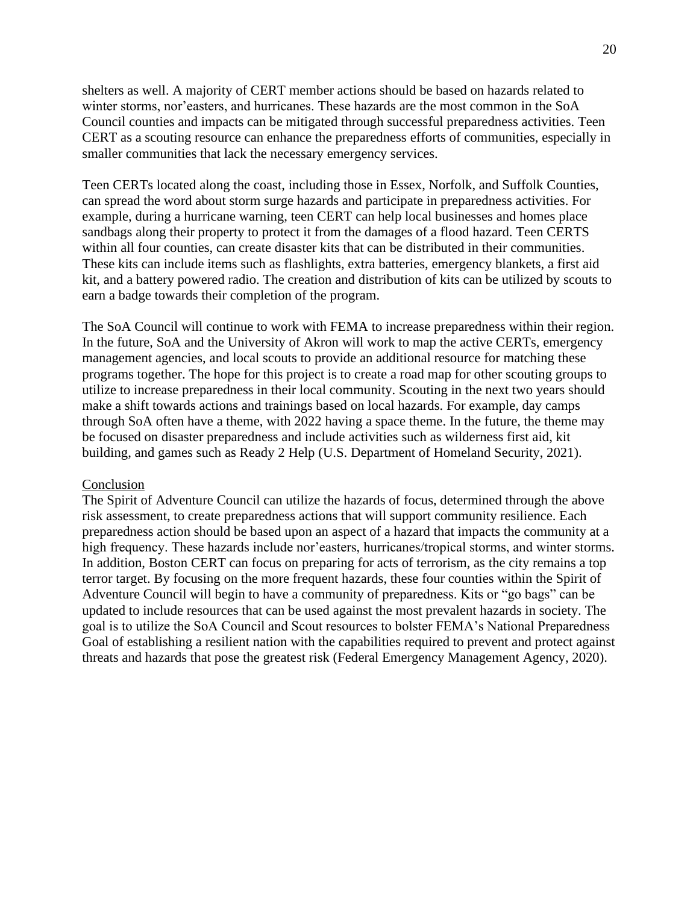shelters as well. A majority of CERT member actions should be based on hazards related to winter storms, nor'easters, and hurricanes. These hazards are the most common in the SoA Council counties and impacts can be mitigated through successful preparedness activities. Teen CERT as a scouting resource can enhance the preparedness efforts of communities, especially in smaller communities that lack the necessary emergency services.

Teen CERTs located along the coast, including those in Essex, Norfolk, and Suffolk Counties, can spread the word about storm surge hazards and participate in preparedness activities. For example, during a hurricane warning, teen CERT can help local businesses and homes place sandbags along their property to protect it from the damages of a flood hazard. Teen CERTS within all four counties, can create disaster kits that can be distributed in their communities. These kits can include items such as flashlights, extra batteries, emergency blankets, a first aid kit, and a battery powered radio. The creation and distribution of kits can be utilized by scouts to earn a badge towards their completion of the program.

The SoA Council will continue to work with FEMA to increase preparedness within their region. In the future, SoA and the University of Akron will work to map the active CERTs, emergency management agencies, and local scouts to provide an additional resource for matching these programs together. The hope for this project is to create a road map for other scouting groups to utilize to increase preparedness in their local community. Scouting in the next two years should make a shift towards actions and trainings based on local hazards. For example, day camps through SoA often have a theme, with 2022 having a space theme. In the future, the theme may be focused on disaster preparedness and include activities such as wilderness first aid, kit building, and games such as Ready 2 Help (U.S. Department of Homeland Security, 2021).

## Conclusion

The Spirit of Adventure Council can utilize the hazards of focus, determined through the above risk assessment, to create preparedness actions that will support community resilience. Each preparedness action should be based upon an aspect of a hazard that impacts the community at a high frequency. These hazards include nor'easters, hurricanes/tropical storms, and winter storms. In addition, Boston CERT can focus on preparing for acts of terrorism, as the city remains a top terror target. By focusing on the more frequent hazards, these four counties within the Spirit of Adventure Council will begin to have a community of preparedness. Kits or "go bags" can be updated to include resources that can be used against the most prevalent hazards in society. The goal is to utilize the SoA Council and Scout resources to bolster FEMA's National Preparedness Goal of establishing a resilient nation with the capabilities required to prevent and protect against threats and hazards that pose the greatest risk (Federal Emergency Management Agency, 2020).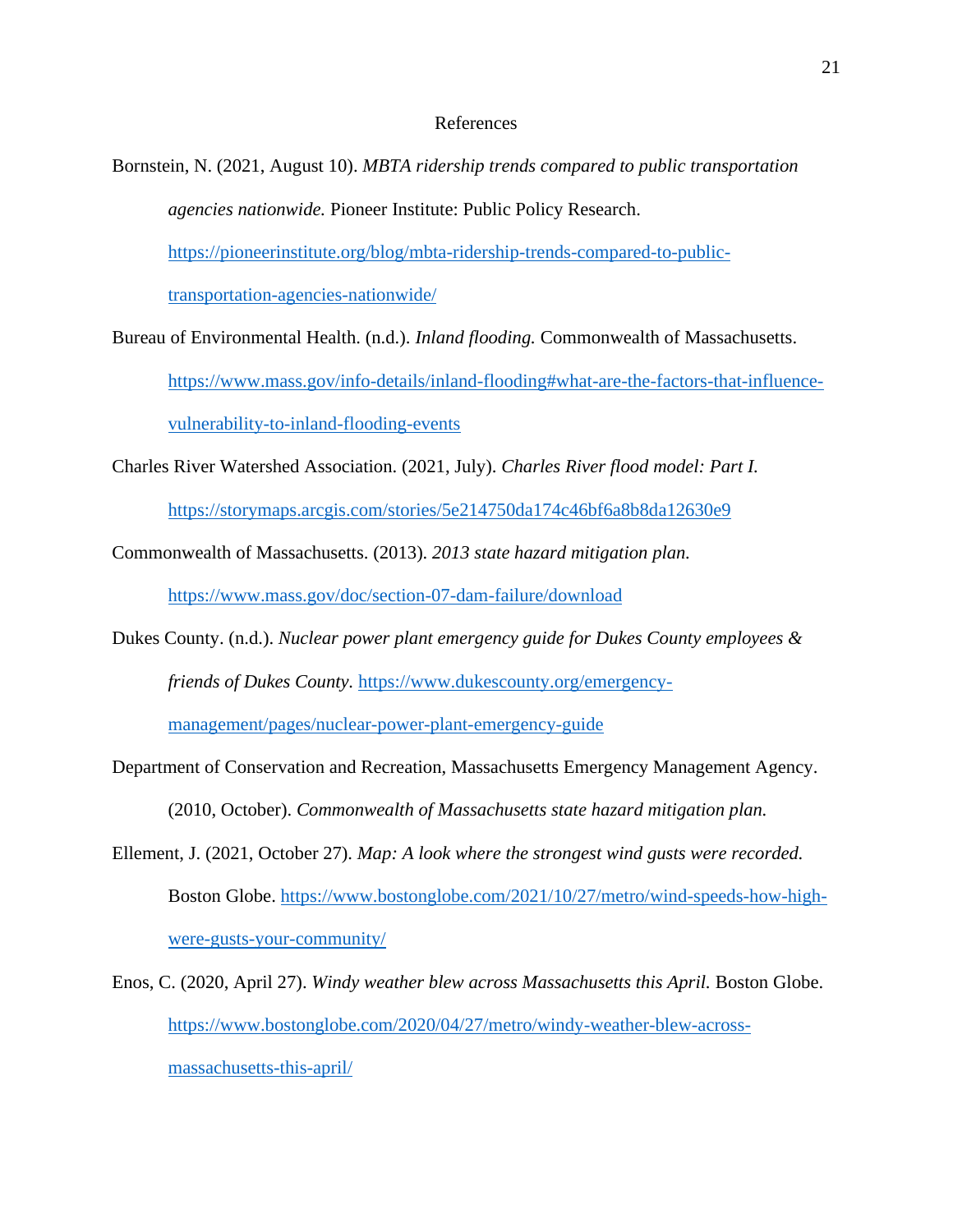# References

Bornstein, N. (2021, August 10). *MBTA ridership trends compared to public transportation agencies nationwide.* Pioneer Institute: Public Policy Research. https://pioneerinstitute.org/blog/mbta-ridership-trends-compared-to-public-transportation-agencies-nationwide/

Bureau of Environmental Health. (n.d.). *Inland flooding.* Commonwealth of Massachusetts. https://www.mass.gov/info-details/inland-flooding#what-are-the-factors-that-influence-vulnerability-to-inland-flooding-events

Charles River Watershed Association. (2021, July). *Charles River flood model: Part I.* https://storymaps.arcgis.com/stories/5e214750da174c46bf6a8b8da12630e9

Commonwealth of Massachusetts. (2013). *2013 state hazard mitigation plan.* https://www.mass.gov/doc/section-07-dam-failure/download

Dukes County. (n.d.). *Nuclear power plant emergency guide for Dukes County employees & friends of Dukes County.* https://www.dukescounty.org/emergency-management/pages/nuclear-power-plant-emergency-guide

Department of Conservation and Recreation, Massachusetts Emergency Management Agency. (2010, October). *Commonwealth of Massachusetts state hazard mitigation plan.*

Ellement, J. (2021, October 27). *Map: A look where the strongest wind gusts were recorded.* Boston Globe. https://www.bostonglobe.com/2021/10/27/metro/wind-speeds-how-high-were-gusts-your-community/

Enos, C. (2020, April 27). *Windy weather blew across Massachusetts this April.* Boston Globe. https://www.bostonglobe.com/2020/04/27/metro/windy-weather-blew-across-massachusetts-this-april/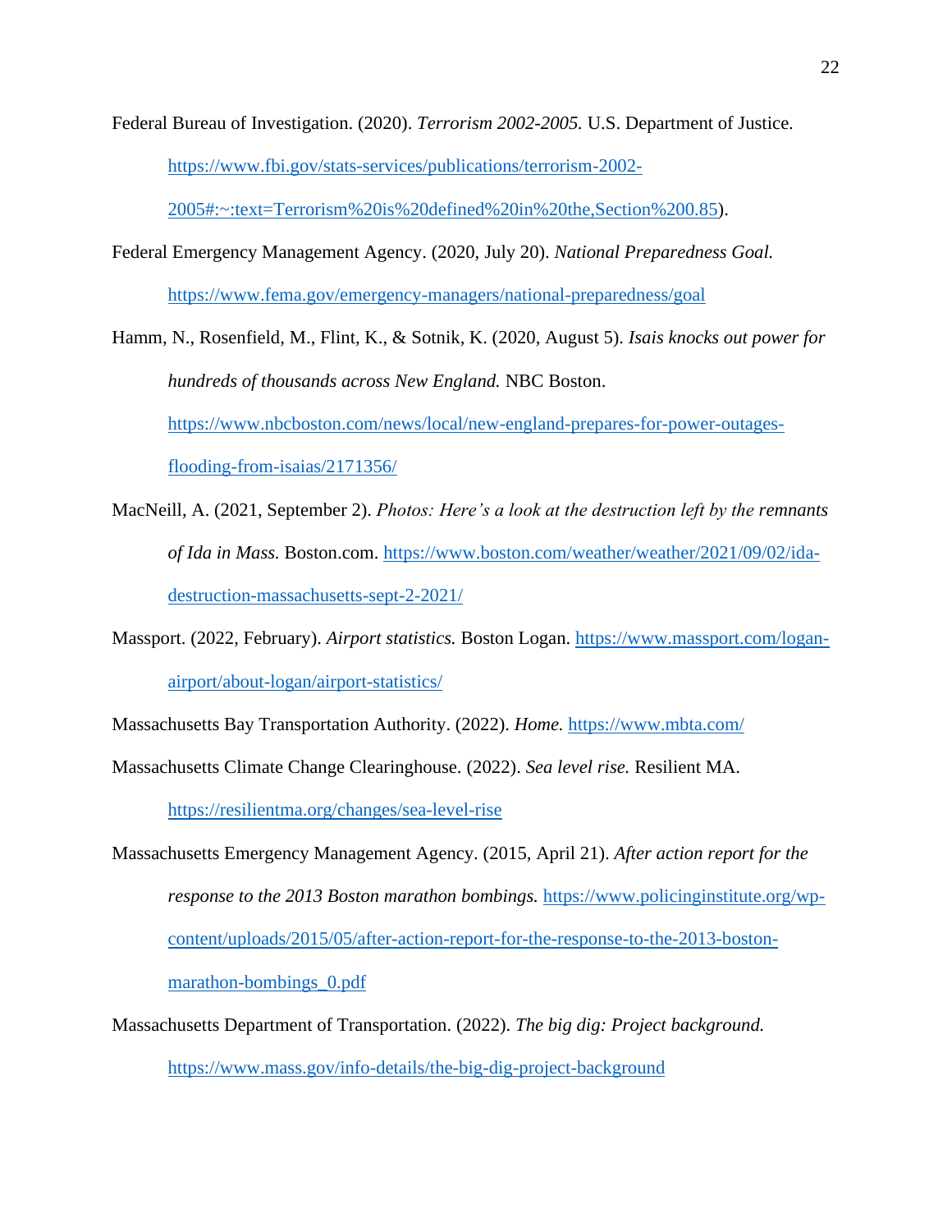Federal Bureau of Investigation. (2020). *Terrorism 2002-2005.* U.S. Department of Justice. https://www.fbi.gov/stats-services/publications/terrorism-2002-2005#:~:text=Terrorism%20is%20defined%20in%20the,Section%200.85).

Federal Emergency Management Agency. (2020, July 20). *National Preparedness Goal.* https://www.fema.gov/emergency-managers/national-preparedness/goal

Hamm, N., Rosenfield, M., Flint, K., & Sotnik, K. (2020, August 5). *Isais knocks out power for hundreds of thousands across New England.* NBC Boston. https://www.nbcboston.com/news/local/new-england-prepares-for-power-outages-flooding-from-isaias/2171356/

MacNeill, A. (2021, September 2). *Photos: Here's a look at the destruction left by the remnants of Ida in Mass.* Boston.com. https://www.boston.com/weather/weather/2021/09/02/ida-destruction-massachusetts-sept-2-2021/

Massport. (2022, February). *Airport statistics.* Boston Logan. https://www.massport.com/logan-airport/about-logan/airport-statistics/

Massachusetts Bay Transportation Authority. (2022). *Home.* https://www.mbta.com/

Massachusetts Climate Change Clearinghouse. (2022). *Sea level rise.* Resilient MA. https://resilientma.org/changes/sea-level-rise

Massachusetts Emergency Management Agency. (2015, April 21). *After action report for the response to the 2013 Boston marathon bombings.* https://www.policinginstitute.org/wp-content/uploads/2015/05/after-action-report-for-the-response-to-the-2013-boston-marathon-bombings_0.pdf

Massachusetts Department of Transportation. (2022). *The big dig: Project background.* https://www.mass.gov/info-details/the-big-dig-project-background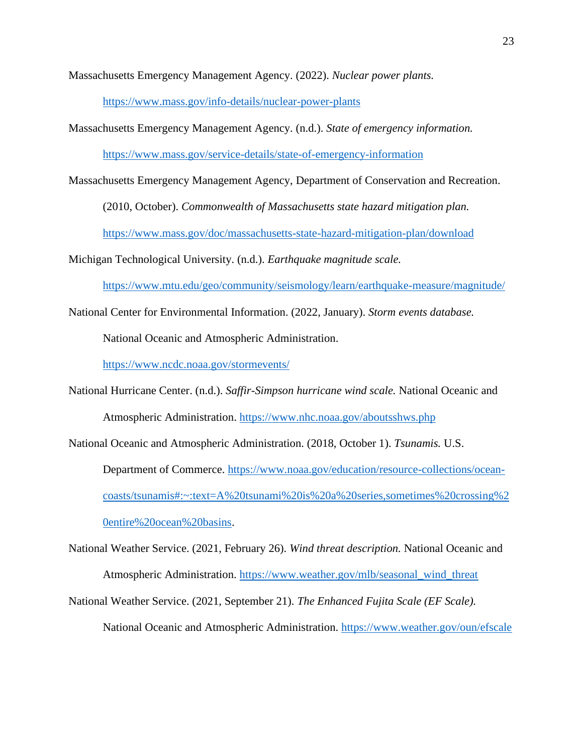Massachusetts Emergency Management Agency. (2022). *Nuclear power plants.* https://www.mass.gov/info-details/nuclear-power-plants

Massachusetts Emergency Management Agency. (n.d.). *State of emergency information.* https://www.mass.gov/service-details/state-of-emergency-information

Massachusetts Emergency Management Agency, Department of Conservation and Recreation. (2010, October). *Commonwealth of Massachusetts state hazard mitigation plan.* https://www.mass.gov/doc/massachusetts-state-hazard-mitigation-plan/download

Michigan Technological University. (n.d.). *Earthquake magnitude scale.* https://www.mtu.edu/geo/community/seismology/learn/earthquake-measure/magnitude/

National Center for Environmental Information. (2022, January). *Storm events database.* National Oceanic and Atmospheric Administration. https://www.ncdc.noaa.gov/stormevents/

National Hurricane Center. (n.d.). *Saffir-Simpson hurricane wind scale.* National Oceanic and Atmospheric Administration. https://www.nhc.noaa.gov/aboutsshws.php

National Oceanic and Atmospheric Administration. (2018, October 1). *Tsunamis.* U.S. Department of Commerce. https://www.noaa.gov/education/resource-collections/ocean-coasts/tsunamis#:~:text=A%20tsunami%20is%20a%20series,sometimes%20crossing%20entire%20ocean%20basins.

National Weather Service. (2021, February 26). *Wind threat description.* National Oceanic and Atmospheric Administration. https://www.weather.gov/mlb/seasonal_wind_threat

National Weather Service. (2021, September 21). *The Enhanced Fujita Scale (EF Scale).* National Oceanic and Atmospheric Administration. https://www.weather.gov/oun/efscale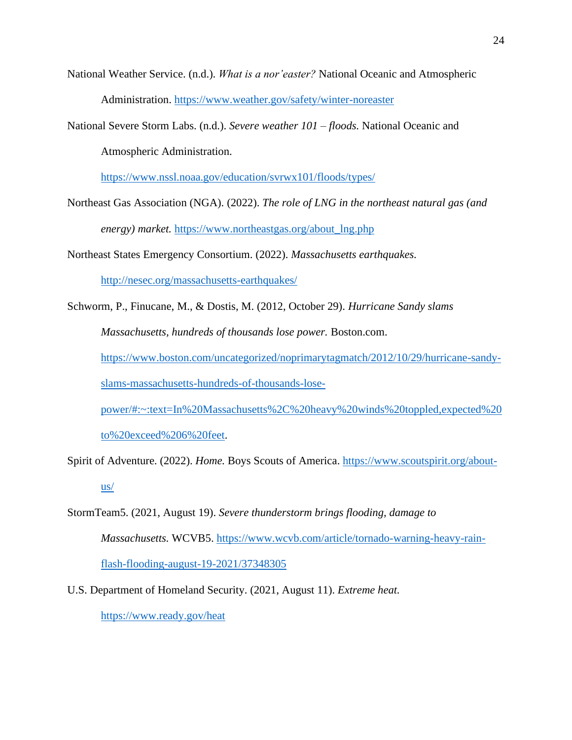National Weather Service. (n.d.). *What is a nor'easter?* National Oceanic and Atmospheric Administration. https://www.weather.gov/safety/winter-noreaster

National Severe Storm Labs. (n.d.). *Severe weather 101 – floods.* National Oceanic and Atmospheric Administration. https://www.nssl.noaa.gov/education/svrwx101/floods/types/

Northeast Gas Association (NGA). (2022). *The role of LNG in the northeast natural gas (and energy) market.* https://www.northeastgas.org/about_lng.php

Northeast States Emergency Consortium. (2022). *Massachusetts earthquakes.* http://nesec.org/massachusetts-earthquakes/

Schworm, P., Finucane, M., & Dostis, M. (2012, October 29). *Hurricane Sandy slams Massachusetts, hundreds of thousands lose power.* Boston.com. https://www.boston.com/uncategorized/noprimarytagmatch/2012/10/29/hurricane-sandy-slams-massachusetts-hundreds-of-thousands-lose-power/#:~:text=In%20Massachusetts%2C%20heavy%20winds%20toppled,expected%20to%20exceed%206%20feet.

Spirit of Adventure. (2022). *Home.* Boys Scouts of America. https://www.scoutspirit.org/about-us/

StormTeam5. (2021, August 19). *Severe thunderstorm brings flooding, damage to Massachusetts.* WCVB5. https://www.wcvb.com/article/tornado-warning-heavy-rain-flash-flooding-august-19-2021/37348305

U.S. Department of Homeland Security. (2021, August 11). *Extreme heat.* https://www.ready.gov/heat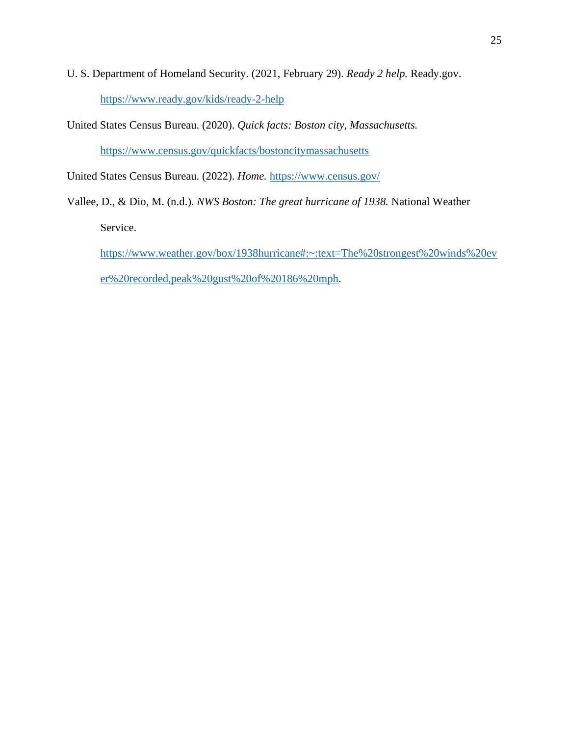U. S. Department of Homeland Security. (2021, February 29). *Ready 2 help.* Ready.gov. https://www.ready.gov/kids/ready-2-help

United States Census Bureau. (2020). *Quick facts: Boston city, Massachusetts.* https://www.census.gov/quickfacts/bostoncitymassachusetts

United States Census Bureau. (2022). *Home.* https://www.census.gov/

Vallee, D., & Dio, M. (n.d.). *NWS Boston: The great hurricane of 1938.* National Weather Service. https://www.weather.gov/box/1938hurricane#:~:text=The%20strongest%20winds%20ever%20recorded,peak%20gust%20of%20186%20mph.